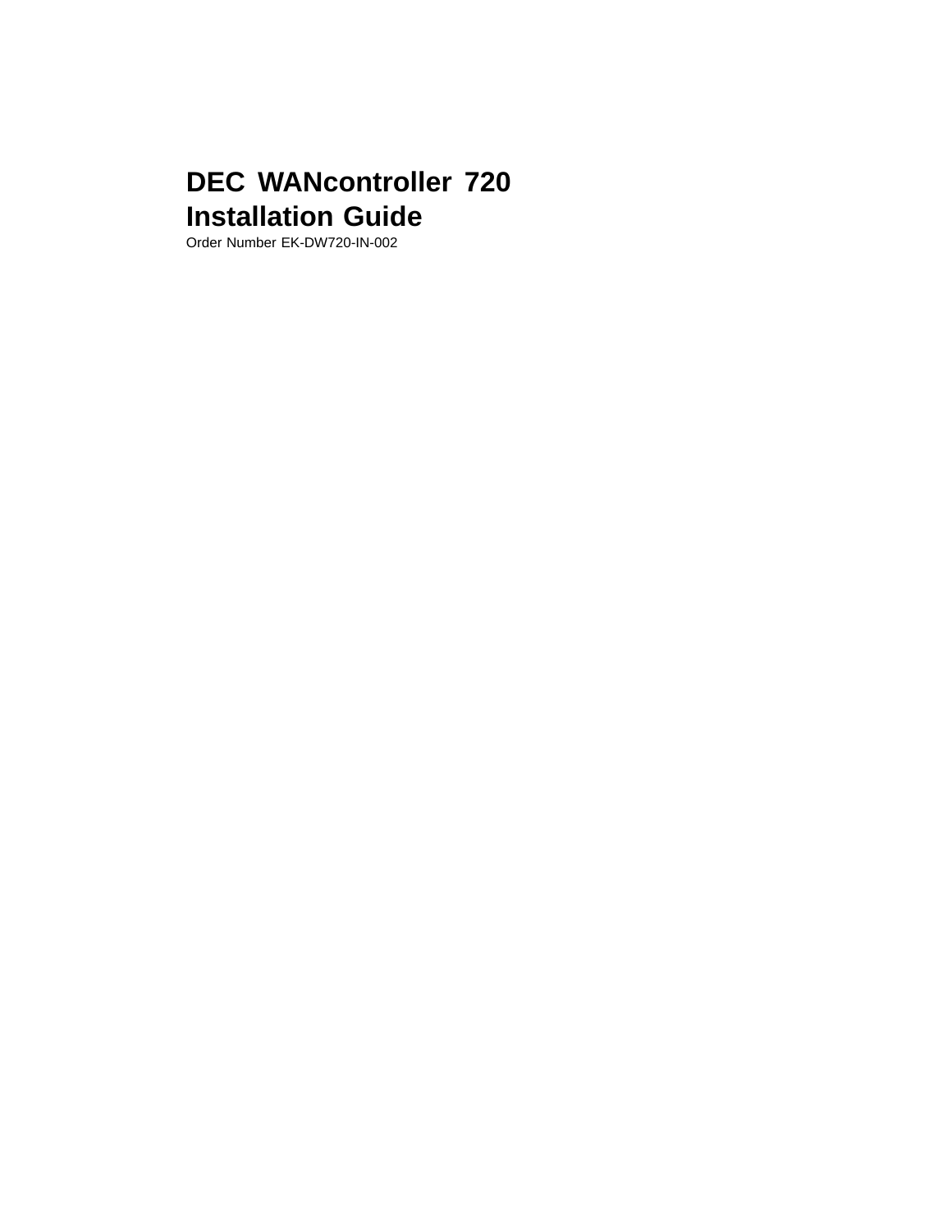# DEC WANcontroller 720 Installation Guide

Order Number EK-DW720-IN-002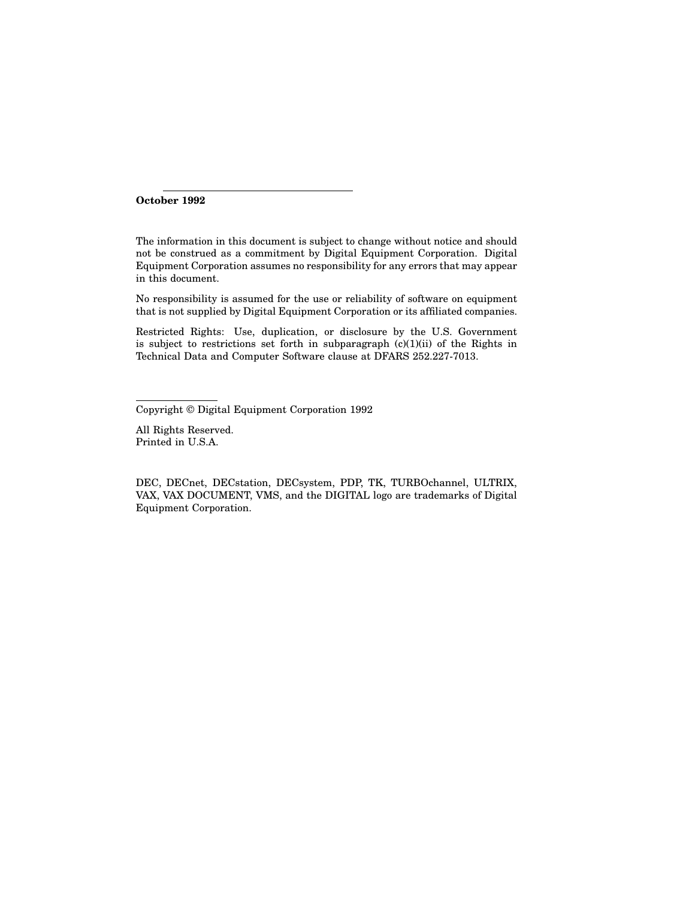**October 1992**

The information in this document is subject to change without notice and should not be construed as a commitment by Digital Equipment Corporation. Digital Equipment Corporation assumes no responsibility for any errors that may appear in this document.

No responsibility is assumed for the use or reliability of software on equipment that is not supplied by Digital Equipment Corporation or its affiliated companies.

Restricted Rights: Use, duplication, or disclosure by the U.S. Government is subject to restrictions set forth in subparagraph (c)(1)(ii) of the Rights in Technical Data and Computer Software clause at DFARS 252.227-7013.

Copyright © Digital Equipment Corporation 1992

All Rights Reserved.
Printed in U.S.A.

DEC, DECnet, DECstation, DECsystem, PDP, TK, TURBOchannel, ULTRIX, VAX, VAX DOCUMENT, VMS, and the DIGITAL logo are trademarks of Digital Equipment Corporation.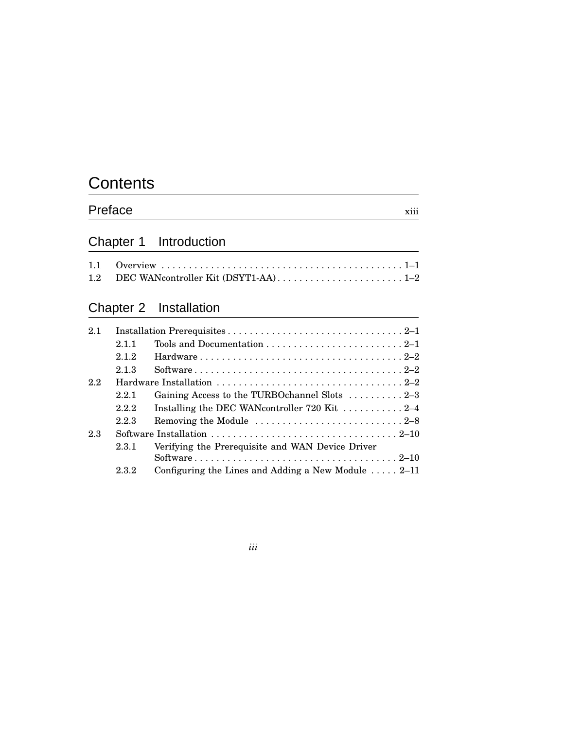# Contents

## Preface xiii

## Chapter 1 Introduction

1.1 Overview . . . . . . . . . . . . . . . . . . . . . . . . . . . . . . . . . . . . . . . . . . . . 1–1
1.2 DEC WANcontroller Kit (DSYT1-AA) . . . . . . . . . . . . . . . . . . . . . . . . 1–2

## Chapter 2 Installation

2.1 Installation Prerequisites . . . . . . . . . . . . . . . . . . . . . . . . . . . . . . . . 2–1
  2.1.1 Tools and Documentation . . . . . . . . . . . . . . . . . . . . . . . . . 2–1
  2.1.2 Hardware . . . . . . . . . . . . . . . . . . . . . . . . . . . . . . . . . . . . . 2–2
  2.1.3 Software . . . . . . . . . . . . . . . . . . . . . . . . . . . . . . . . . . . . . 2–2
2.2 Hardware Installation . . . . . . . . . . . . . . . . . . . . . . . . . . . . . . . . . . 2–2
  2.2.1 Gaining Access to the TURBOchannel Slots . . . . . . . . . . 2–3
  2.2.2 Installing the DEC WANcontroller 720 Kit . . . . . . . . . . . 2–4
  2.2.3 Removing the Module . . . . . . . . . . . . . . . . . . . . . . . . . . . 2–8
2.3 Software Installation . . . . . . . . . . . . . . . . . . . . . . . . . . . . . . . . . . 2–10
  2.3.1 Verifying the Prerequisite and WAN Device Driver Software . . . . . . . . . . . . . . . . . . . . . . . . . . . . . . . . . . . . . 2–10
  2.3.2 Configuring the Lines and Adding a New Module . . . . . 2–11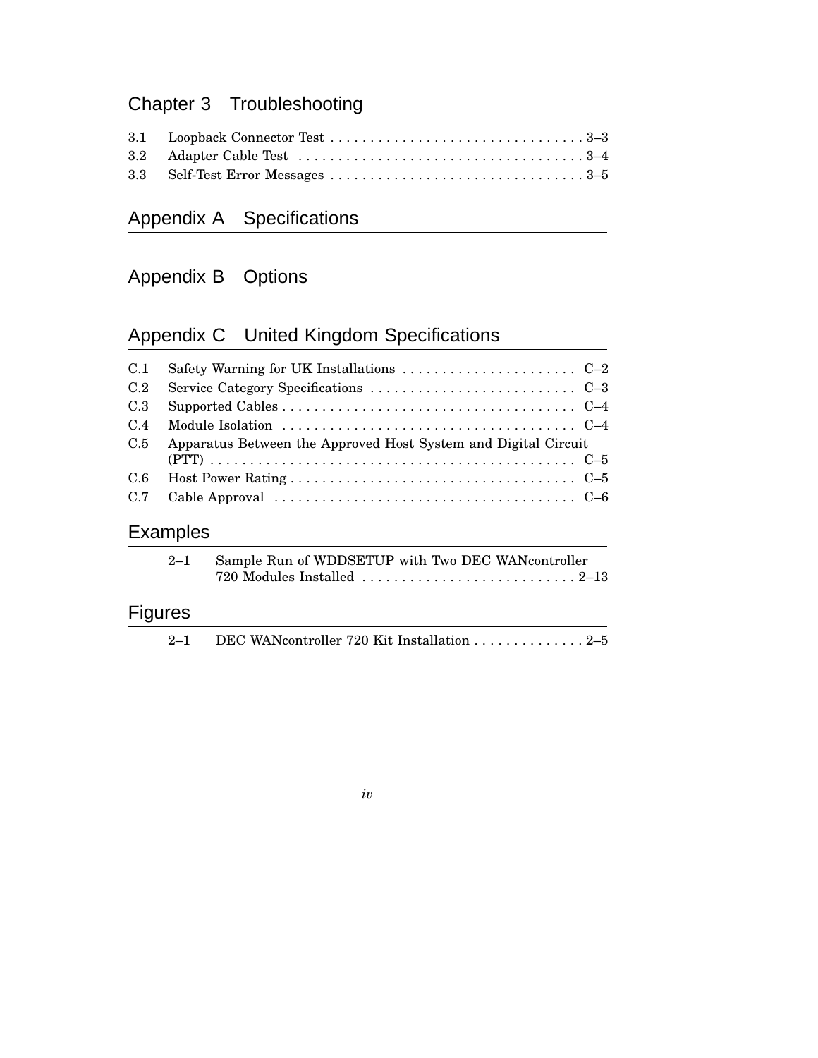## Chapter 3 Troubleshooting

3.1 Loopback Connector Test . . . . . . . . . . . . . . . . . . . . . . . . . . . . . . . . 3–3
3.2 Adapter Cable Test . . . . . . . . . . . . . . . . . . . . . . . . . . . . . . . . . . . 3–4
3.3 Self-Test Error Messages . . . . . . . . . . . . . . . . . . . . . . . . . . . . . . . 3–5

## Appendix A Specifications

## Appendix B Options

## Appendix C United Kingdom Specifications

C.1 Safety Warning for UK Installations . . . . . . . . . . . . . . . . . . . . . . C–2
C.2 Service Category Specifications . . . . . . . . . . . . . . . . . . . . . . . . . . C–3
C.3 Supported Cables . . . . . . . . . . . . . . . . . . . . . . . . . . . . . . . . . . . . C–4
C.4 Module Isolation . . . . . . . . . . . . . . . . . . . . . . . . . . . . . . . . . . . . . C–4
C.5 Apparatus Between the Approved Host System and Digital Circuit (PTT) . . . . . . . . . . . . . . . . . . . . . . . . . . . . . . . . . . . . . . . . . . . . . . C–5
C.6 Host Power Rating . . . . . . . . . . . . . . . . . . . . . . . . . . . . . . . . . . . . C–5
C.7 Cable Approval . . . . . . . . . . . . . . . . . . . . . . . . . . . . . . . . . . . . . . C–6

## Examples

2–1 Sample Run of WDDSETUP with Two DEC WANcontroller 720 Modules Installed . . . . . . . . . . . . . . . . . . . . . . . . . . . 2–13

## Figures

2–1 DEC WANcontroller 720 Kit Installation . . . . . . . . . . . . . . 2–5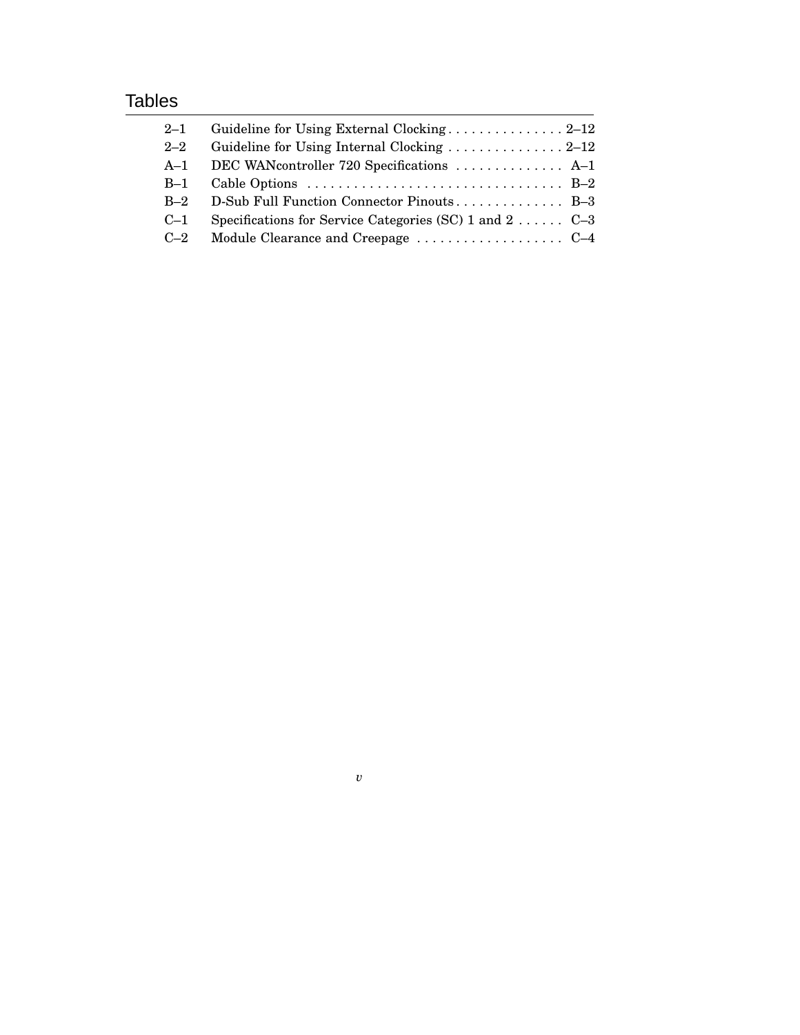# Tables

| | | |
|---|---|---|
| 2–1 | Guideline for Using External Clocking | 2–12 |
| 2–2 | Guideline for Using Internal Clocking | 2–12 |
| A–1 | DEC WANcontroller 720 Specifications | A–1 |
| B–1 | Cable Options | B–2 |
| B–2 | D-Sub Full Function Connector Pinouts | B–3 |
| C–1 | Specifications for Service Categories (SC) 1 and 2 | C–3 |
| C–2 | Module Clearance and Creepage | C–4 |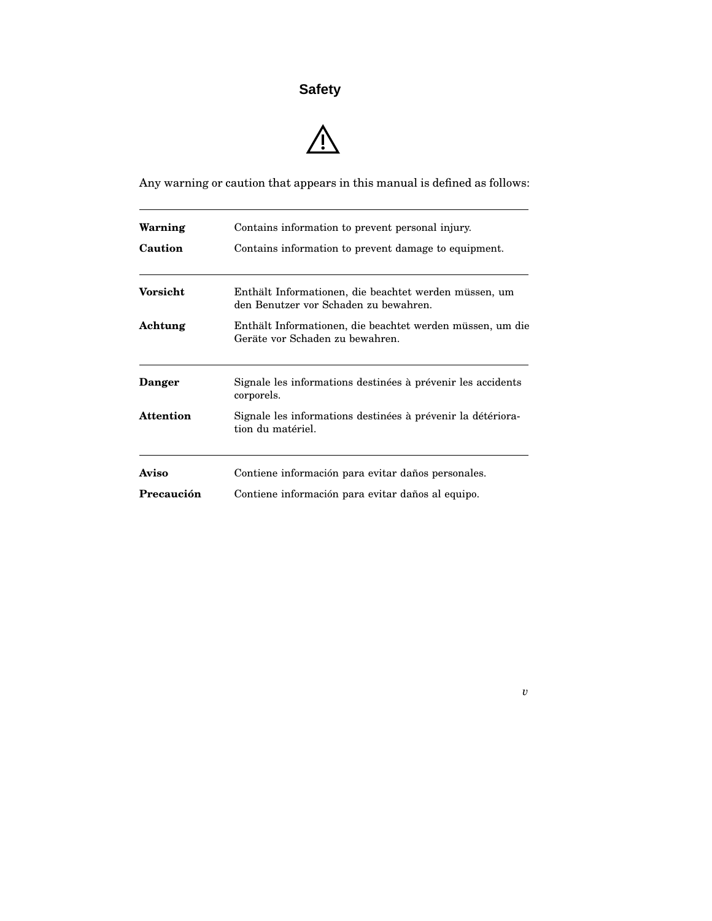# Safety

⚠

Any warning or caution that appears in this manual is defined as follows:

| | |
|---|---|
| **Warning** | Contains information to prevent personal injury. |
| **Caution** | Contains information to prevent damage to equipment. |
| **Vorsicht** | Enthält Informationen, die beachtet werden müssen, um den Benutzer vor Schaden zu bewahren. |
| **Achtung** | Enthält Informationen, die beachtet werden müssen, um die Geräte vor Schaden zu bewahren. |
| **Danger** | Signale les informations destinées à prévenir les accidents corporels. |
| **Attention** | Signale les informations destinées à prévenir la détérioration du matériel. |
| **Aviso** | Contiene información para evitar daños personales. |
| **Precaución** | Contiene información para evitar daños al equipo. |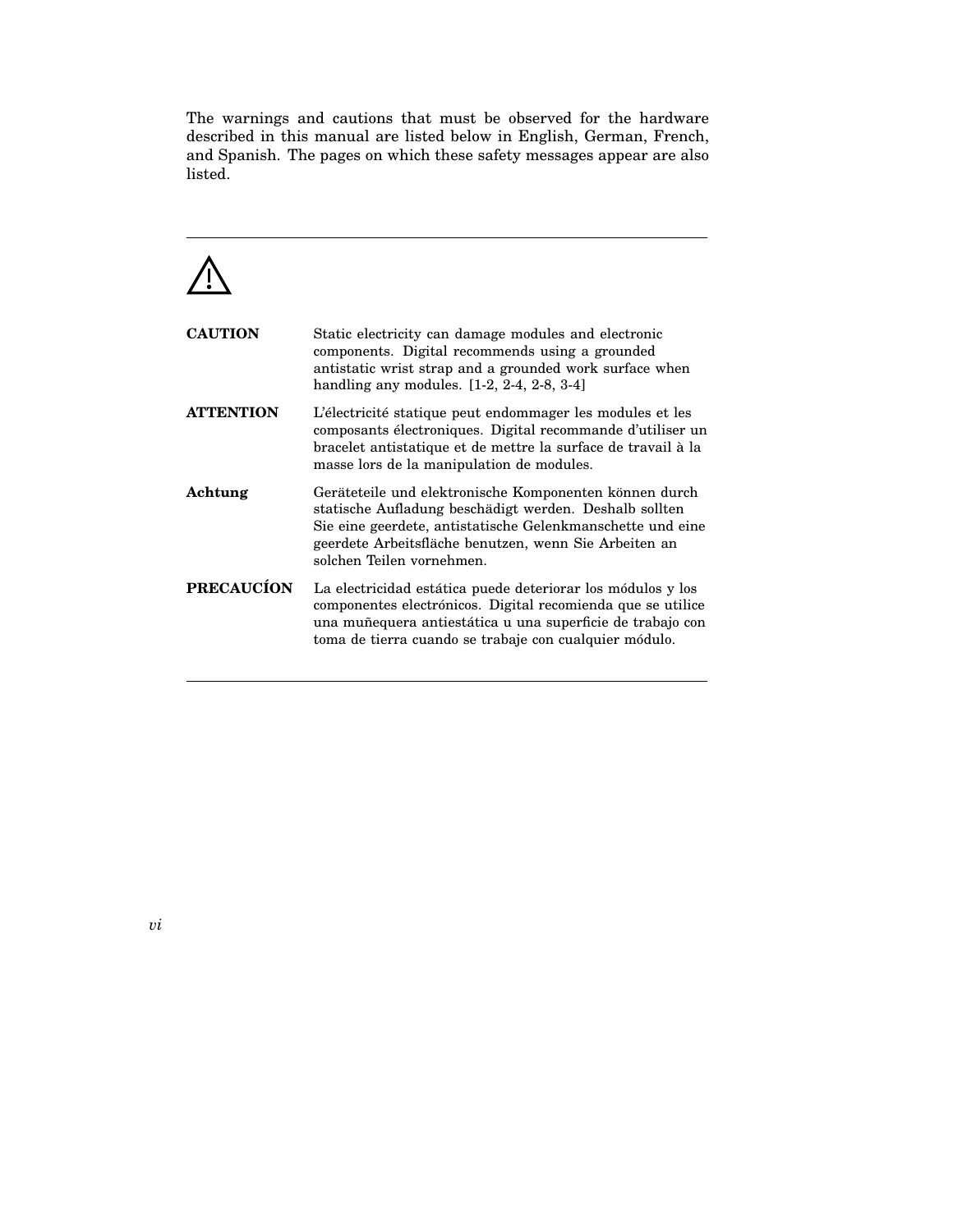The warnings and cautions that must be observed for the hardware described in this manual are listed below in English, German, French, and Spanish. The pages on which these safety messages appear are also listed.

---

⚠

| | |
|---|---|
| **CAUTION** | Static electricity can damage modules and electronic components. Digital recommends using a grounded antistatic wrist strap and a grounded work surface when handling any modules. [1-2, 2-4, 2-8, 3-4] |
| **ATTENTION** | L'électricité statique peut endommager les modules et les composants électroniques. Digital recommande d'utiliser un bracelet antistatique et de mettre la surface de travail à la masse lors de la manipulation de modules. |
| **Achtung** | Geräteteile und elektronische Komponenten können durch statische Aufladung beschädigt werden. Deshalb sollten Sie eine geerdete, antistatische Gelenkmanschette und eine geerdete Arbeitsfläche benutzen, wenn Sie Arbeiten an solchen Teilen vornehmen. |
| **PRECAUCÍON** | La electricidad estática puede deteriorar los módulos y los componentes electrónicos. Digital recomienda que se utilice una muñequera antiestática u una superficie de trabajo con toma de tierra cuando se trabaje con cualquier módulo. |

---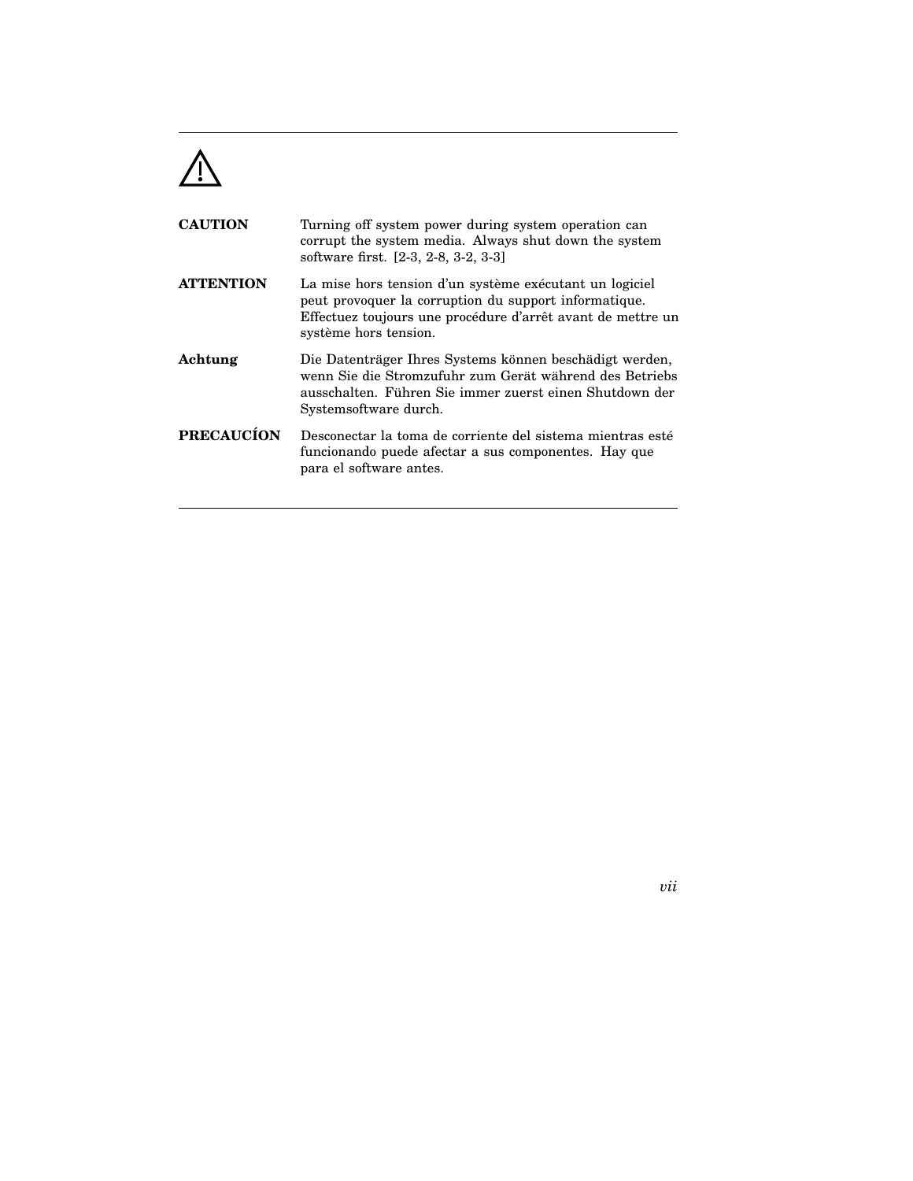⚠

**CAUTION** Turning off system power during system operation can corrupt the system media. Always shut down the system software first. [2-3, 2-8, 3-2, 3-3]

**ATTENTION** La mise hors tension d'un système exécutant un logiciel peut provoquer la corruption du support informatique. Effectuez toujours une procédure d'arrêt avant de mettre un système hors tension.

**Achtung** Die Datenträger Ihres Systems können beschädigt werden, wenn Sie die Stromzufuhr zum Gerät während des Betriebs ausschalten. Führen Sie immer zuerst einen Shutdown der Systemsoftware durch.

**PRECAUCÍON** Desconectar la toma de corriente del sistema mientras esté funcionando puede afectar a sus componentes. Hay que para el software antes.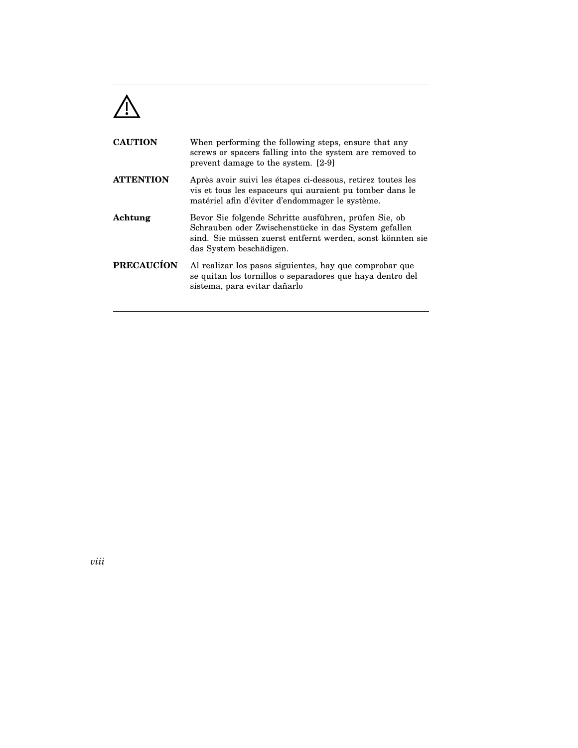⚠

| | |
|---|---|
| **CAUTION** | When performing the following steps, ensure that any screws or spacers falling into the system are removed to prevent damage to the system. [2-9] |
| **ATTENTION** | Après avoir suivi les étapes ci-dessous, retirez toutes les vis et tous les espaceurs qui auraient pu tomber dans le matériel afin d'éviter d'endommager le système. |
| **Achtung** | Bevor Sie folgende Schritte ausführen, prüfen Sie, ob Schrauben oder Zwischenstücke in das System gefallen sind. Sie müssen zuerst entfernt werden, sonst könnten sie das System beschädigen. |
| **PRECAUCÍON** | Al realizar los pasos siguientes, hay que comprobar que se quitan los tornillos o separadores que haya dentro del sistema, para evitar dañarlo |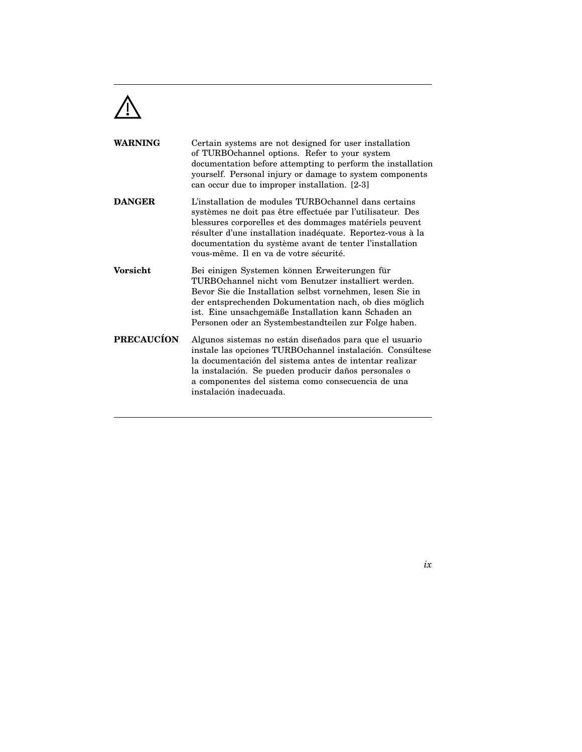⚠

**WARNING** Certain systems are not designed for user installation of TURBOchannel options. Refer to your system documentation before attempting to perform the installation yourself. Personal injury or damage to system components can occur due to improper installation. [2-3]

**DANGER** L’installation de modules TURBOchannel dans certains systèmes ne doit pas être effectuée par l’utilisateur. Des blessures corporelles et des dommages matériels peuvent résulter d’une installation inadéquate. Reportez-vous à la documentation du système avant de tenter l’installation vous-même. Il en va de votre sécurité.

**Vorsicht** Bei einigen Systemen können Erweiterungen für TURBOchannel nicht vom Benutzer installiert werden. Bevor Sie die Installation selbst vornehmen, lesen Sie in der entsprechenden Dokumentation nach, ob dies möglich ist. Eine unsachgemäße Installation kann Schaden an Personen oder an Systembestandteilen zur Folge haben.

**PRECAUCÍON** Algunos sistemas no están diseñados para que el usuario instale las opciones TURBOchannel instalación. Consúltese la documentación del sistema antes de intentar realizar la instalación. Se pueden producir daños personales o a componentes del sistema como consecuencia de una instalación inadecuada.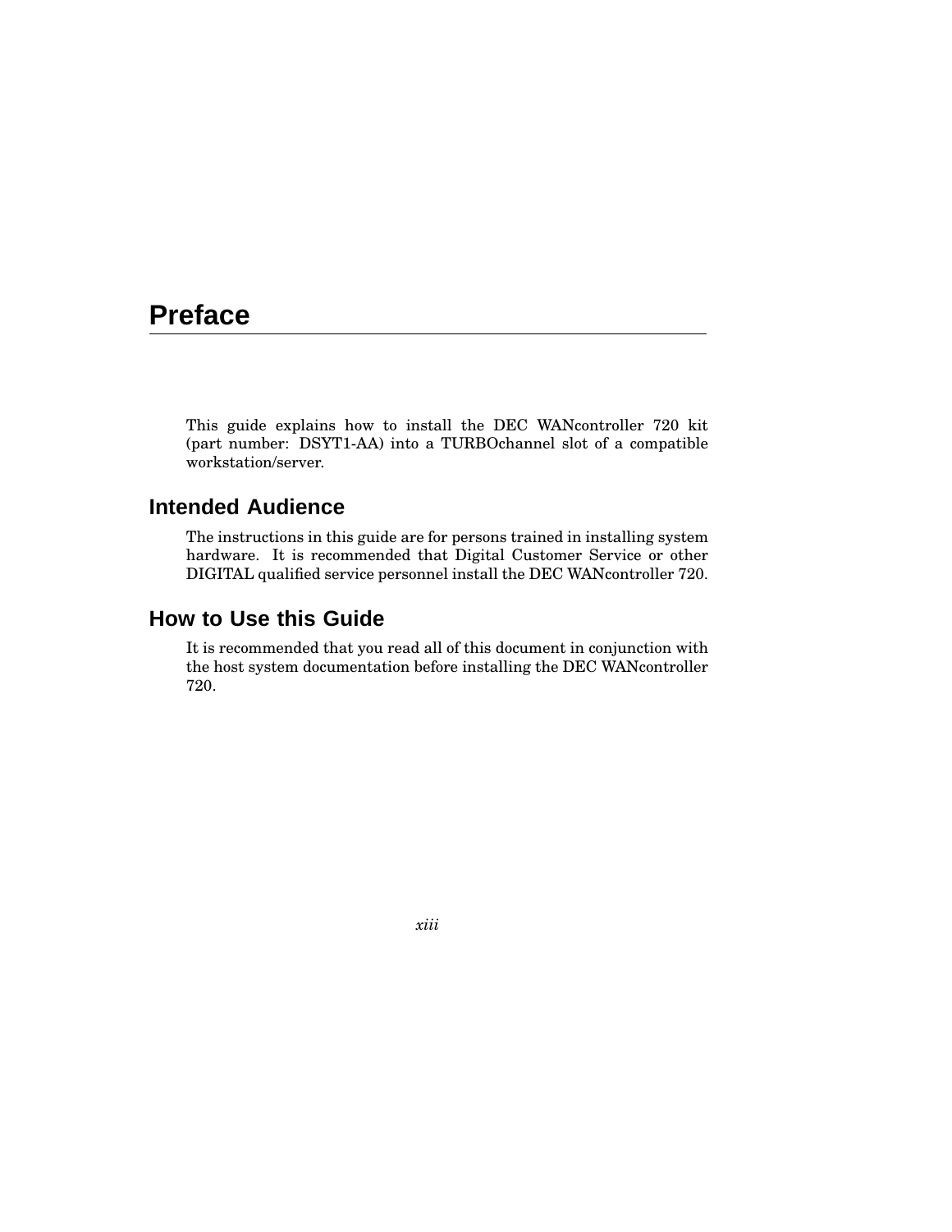# Preface

This guide explains how to install the DEC WANcontroller 720 kit (part number: DSYT1-AA) into a TURBOchannel slot of a compatible workstation/server.

## Intended Audience

The instructions in this guide are for persons trained in installing system hardware. It is recommended that Digital Customer Service or other DIGITAL qualified service personnel install the DEC WANcontroller 720.

## How to Use this Guide

It is recommended that you read all of this document in conjunction with the host system documentation before installing the DEC WANcontroller 720.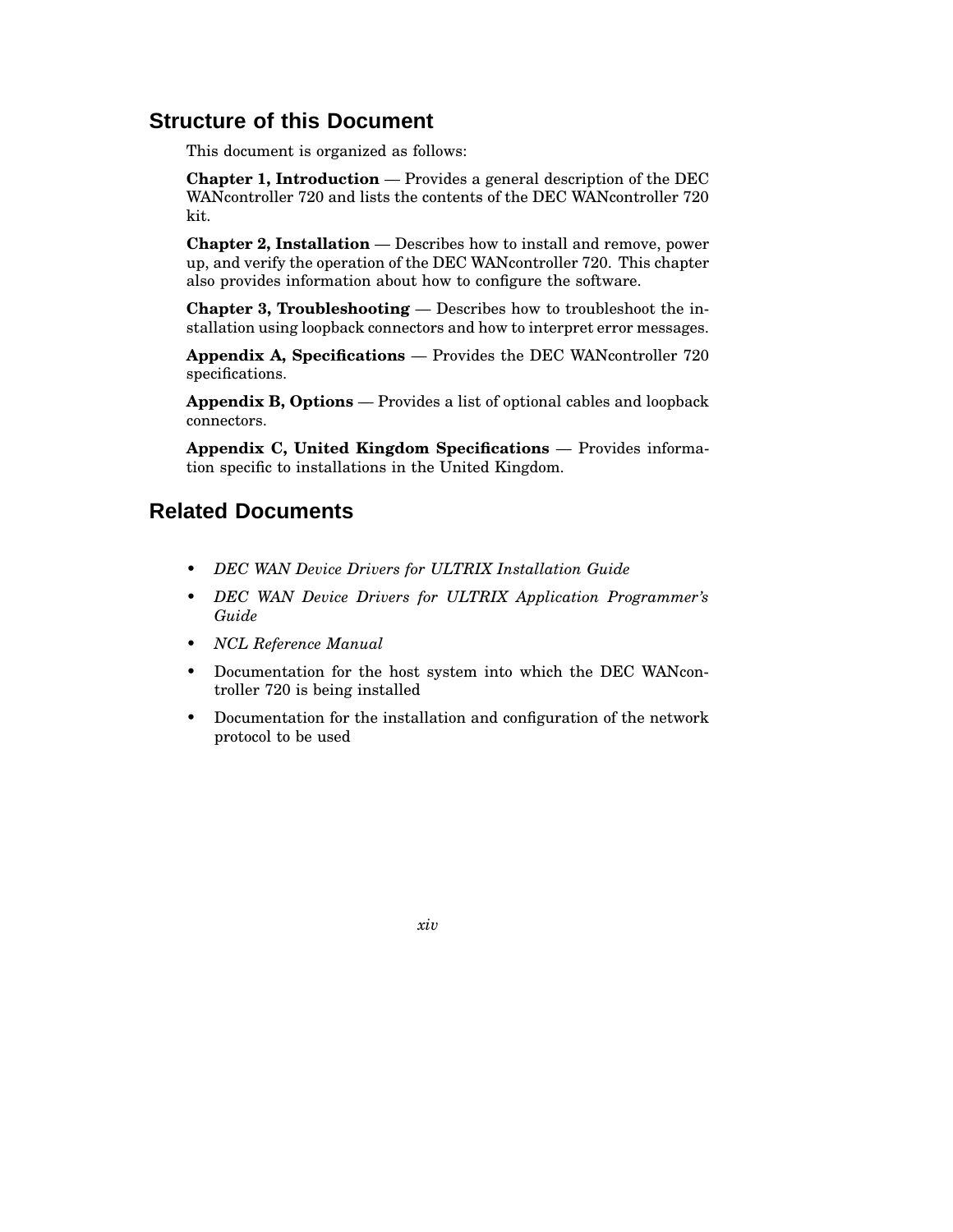## Structure of this Document

This document is organized as follows:

**Chapter 1, Introduction** — Provides a general description of the DEC WANcontroller 720 and lists the contents of the DEC WANcontroller 720 kit.

**Chapter 2, Installation** — Describes how to install and remove, power up, and verify the operation of the DEC WANcontroller 720. This chapter also provides information about how to configure the software.

**Chapter 3, Troubleshooting** — Describes how to troubleshoot the installation using loopback connectors and how to interpret error messages.

**Appendix A, Specifications** — Provides the DEC WANcontroller 720 specifications.

**Appendix B, Options** — Provides a list of optional cables and loopback connectors.

**Appendix C, United Kingdom Specifications** — Provides information specific to installations in the United Kingdom.

## Related Documents

- *DEC WAN Device Drivers for ULTRIX Installation Guide*
- *DEC WAN Device Drivers for ULTRIX Application Programmer's Guide*
- *NCL Reference Manual*
- Documentation for the host system into which the DEC WANcontroller 720 is being installed
- Documentation for the installation and configuration of the network protocol to be used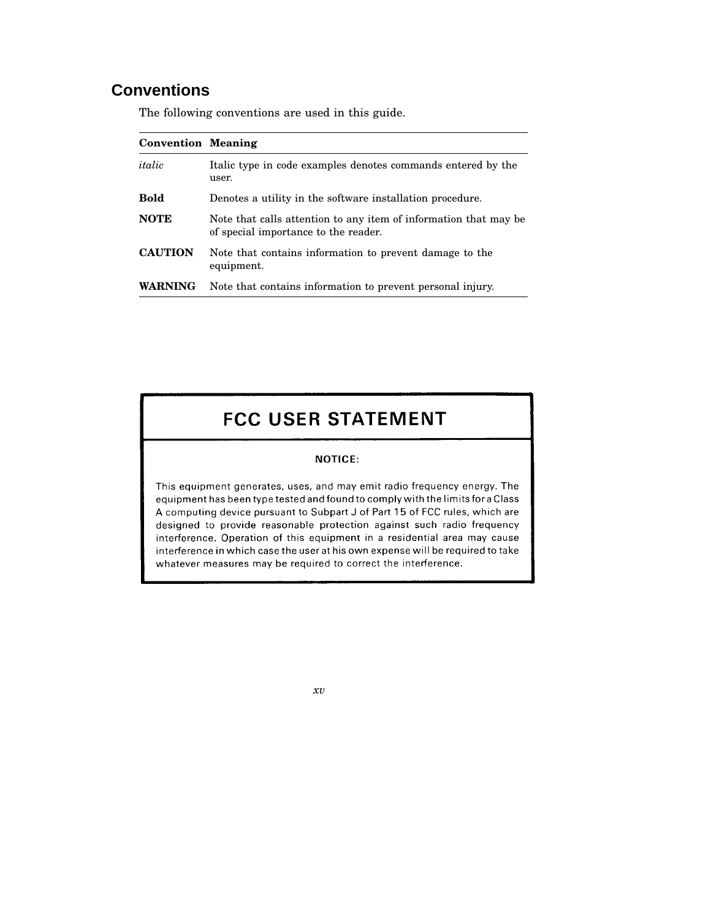## Conventions

The following conventions are used in this guide.

| Convention | Meaning |
| --- | --- |
| *italic* | Italic type in code examples denotes commands entered by the user. |
| **Bold** | Denotes a utility in the software installation procedure. |
| **NOTE** | Note that calls attention to any item of information that may be of special importance to the reader. |
| **CAUTION** | Note that contains information to prevent damage to the equipment. |
| **WARNING** | Note that contains information to prevent personal injury. |

## FCC USER STATEMENT

**NOTICE:**

This equipment generates, uses, and may emit radio frequency energy. The equipment has been type tested and found to comply with the limits for a Class A computing device pursuant to Subpart J of Part 15 of FCC rules, which are designed to provide reasonable protection against such radio frequency interference. Operation of this equipment in a residential area may cause interference in which case the user at his own expense will be required to take whatever measures may be required to correct the interference.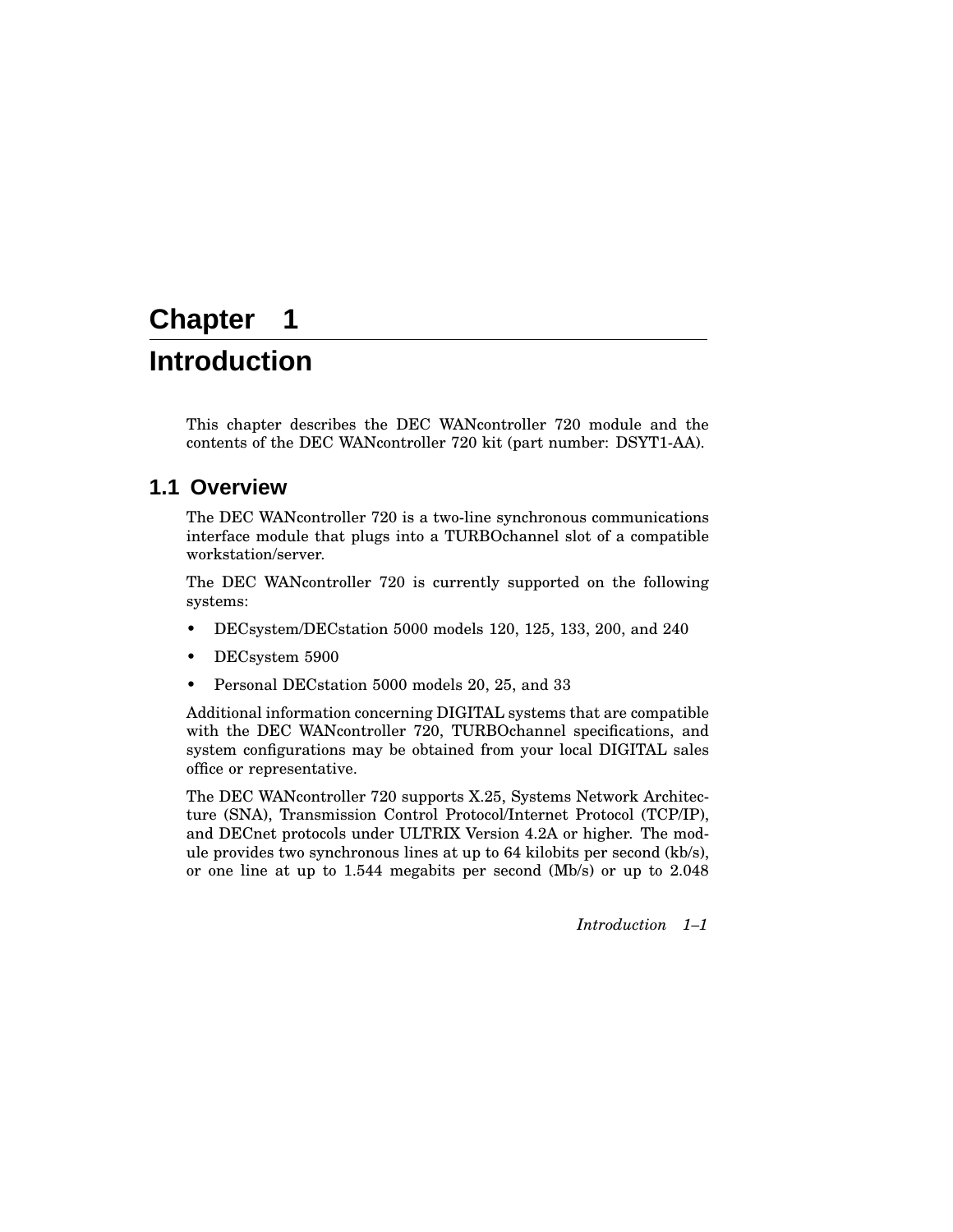# Chapter 1

# Introduction

This chapter describes the DEC WANcontroller 720 module and the contents of the DEC WANcontroller 720 kit (part number: DSYT1-AA).

## 1.1 Overview

The DEC WANcontroller 720 is a two-line synchronous communications interface module that plugs into a TURBOchannel slot of a compatible workstation/server.

The DEC WANcontroller 720 is currently supported on the following systems:

- DECsystem/DECstation 5000 models 120, 125, 133, 200, and 240
- DECsystem 5900
- Personal DECstation 5000 models 20, 25, and 33

Additional information concerning DIGITAL systems that are compatible with the DEC WANcontroller 720, TURBOchannel specifications, and system configurations may be obtained from your local DIGITAL sales office or representative.

The DEC WANcontroller 720 supports X.25, Systems Network Architecture (SNA), Transmission Control Protocol/Internet Protocol (TCP/IP), and DECnet protocols under ULTRIX Version 4.2A or higher. The module provides two synchronous lines at up to 64 kilobits per second (kb/s), or one line at up to 1.544 megabits per second (Mb/s) or up to 2.048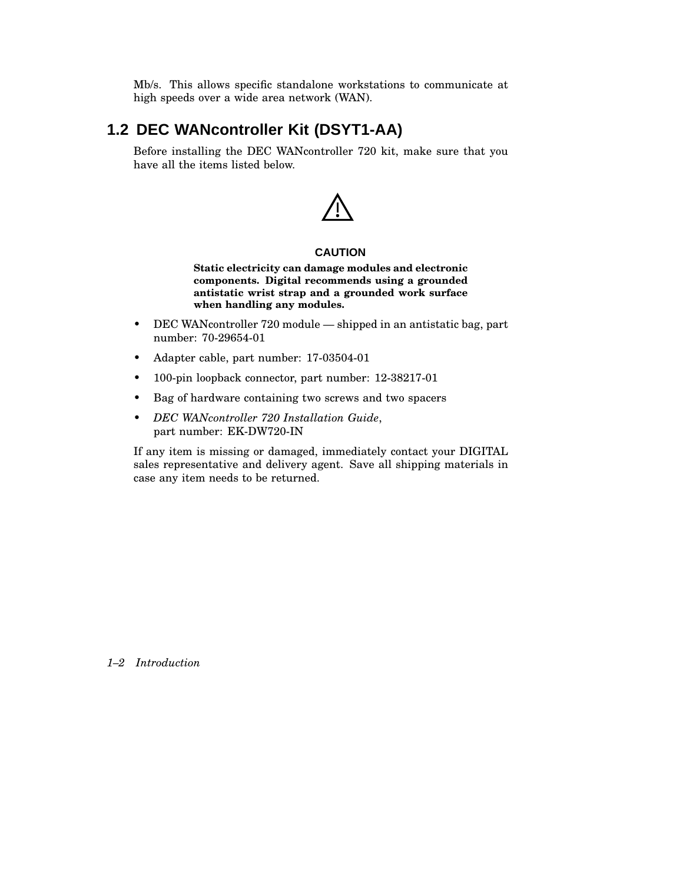Mb/s. This allows specific standalone workstations to communicate at high speeds over a wide area network (WAN).

## 1.2 DEC WANcontroller Kit (DSYT1-AA)

Before installing the DEC WANcontroller 720 kit, make sure that you have all the items listed below.

⚠

**CAUTION**

**Static electricity can damage modules and electronic components. Digital recommends using a grounded antistatic wrist strap and a grounded work surface when handling any modules.**

- DEC WANcontroller 720 module — shipped in an antistatic bag, part number: 70-29654-01
- Adapter cable, part number: 17-03504-01
- 100-pin loopback connector, part number: 12-38217-01
- Bag of hardware containing two screws and two spacers
- *DEC WANcontroller 720 Installation Guide*, part number: EK-DW720-IN

If any item is missing or damaged, immediately contact your DIGITAL sales representative and delivery agent. Save all shipping materials in case any item needs to be returned.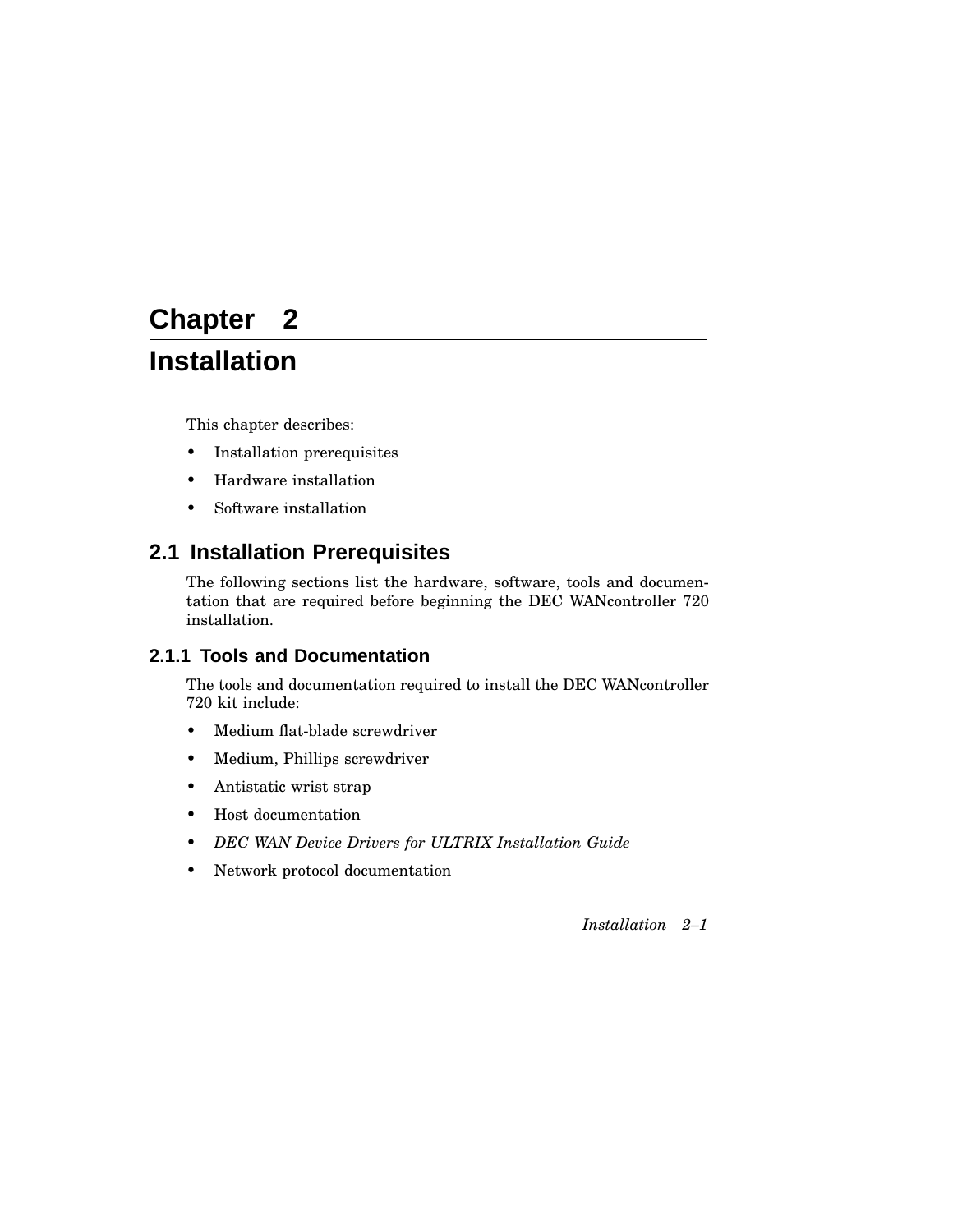# Chapter 2
# Installation

This chapter describes:

- Installation prerequisites
- Hardware installation
- Software installation

## 2.1 Installation Prerequisites

The following sections list the hardware, software, tools and documentation that are required before beginning the DEC WANcontroller 720 installation.

### 2.1.1 Tools and Documentation

The tools and documentation required to install the DEC WANcontroller 720 kit include:

- Medium flat-blade screwdriver
- Medium, Phillips screwdriver
- Antistatic wrist strap
- Host documentation
- *DEC WAN Device Drivers for ULTRIX Installation Guide*
- Network protocol documentation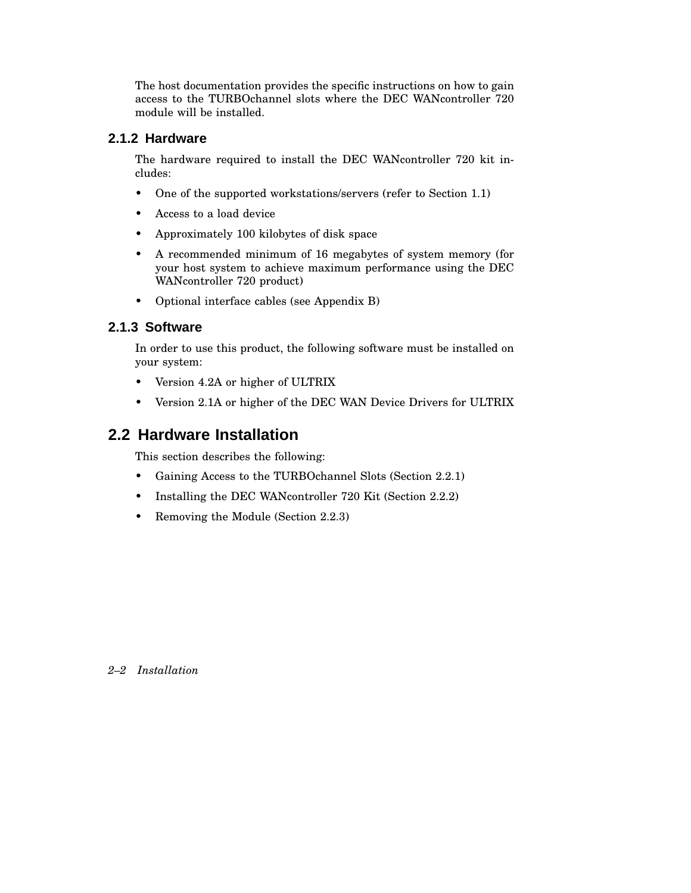The host documentation provides the specific instructions on how to gain access to the TURBOchannel slots where the DEC WANcontroller 720 module will be installed.

### 2.1.2 Hardware

The hardware required to install the DEC WANcontroller 720 kit includes:

- One of the supported workstations/servers (refer to Section 1.1)
- Access to a load device
- Approximately 100 kilobytes of disk space
- A recommended minimum of 16 megabytes of system memory (for your host system to achieve maximum performance using the DEC WANcontroller 720 product)
- Optional interface cables (see Appendix B)

### 2.1.3 Software

In order to use this product, the following software must be installed on your system:

- Version 4.2A or higher of ULTRIX
- Version 2.1A or higher of the DEC WAN Device Drivers for ULTRIX

## 2.2 Hardware Installation

This section describes the following:

- Gaining Access to the TURBOchannel Slots (Section 2.2.1)
- Installing the DEC WANcontroller 720 Kit (Section 2.2.2)
- Removing the Module (Section 2.2.3)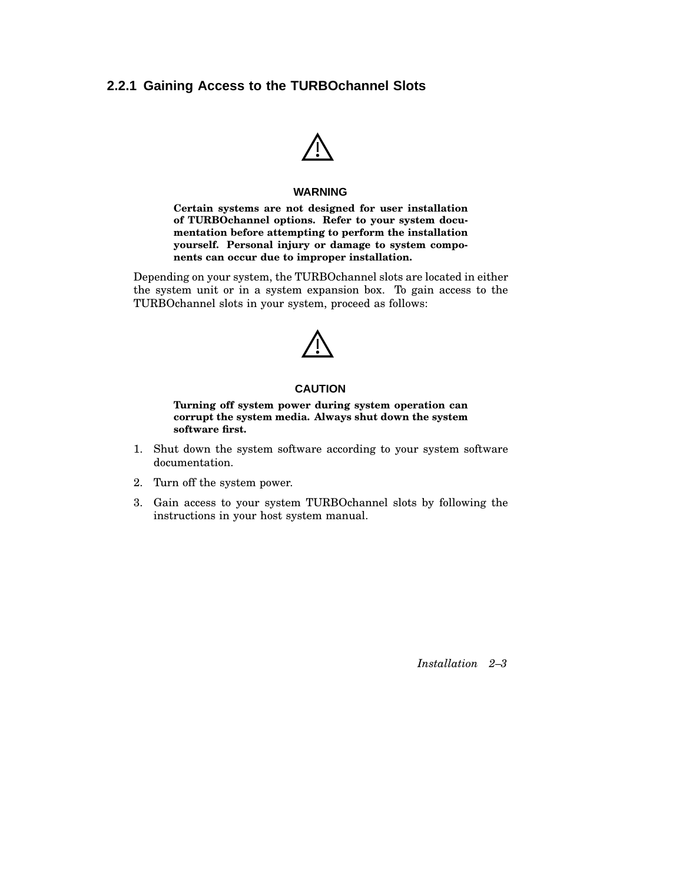### 2.2.1 Gaining Access to the TURBOchannel Slots

**WARNING**

**Certain systems are not designed for user installation of TURBOchannel options. Refer to your system documentation before attempting to perform the installation yourself. Personal injury or damage to system components can occur due to improper installation.**

Depending on your system, the TURBOchannel slots are located in either the system unit or in a system expansion box. To gain access to the TURBOchannel slots in your system, proceed as follows:

**CAUTION**

**Turning off system power during system operation can corrupt the system media. Always shut down the system software first.**

1. Shut down the system software according to your system software documentation.
2. Turn off the system power.
3. Gain access to your system TURBOchannel slots by following the instructions in your host system manual.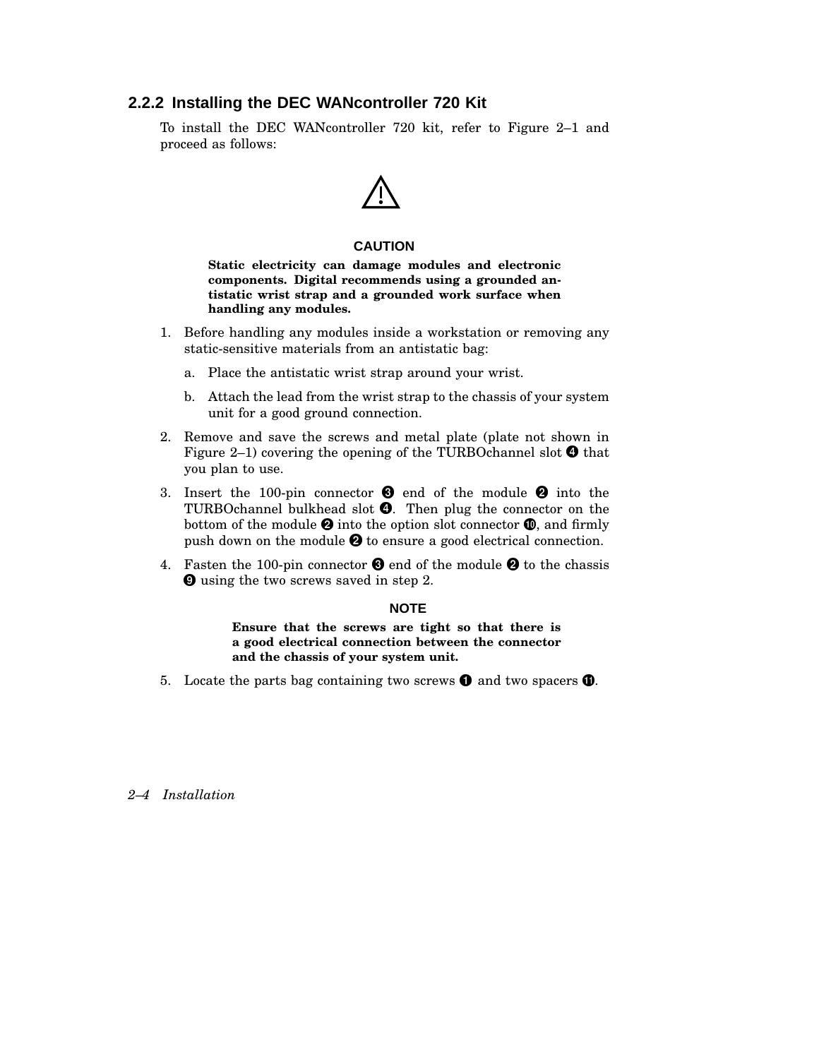### 2.2.2 Installing the DEC WANcontroller 720 Kit

To install the DEC WANcontroller 720 kit, refer to Figure 2–1 and proceed as follows:

⚠

**CAUTION**

**Static electricity can damage modules and electronic components. Digital recommends using a grounded antistatic wrist strap and a grounded work surface when handling any modules.**

1. Before handling any modules inside a workstation or removing any static-sensitive materials from an antistatic bag:
   a. Place the antistatic wrist strap around your wrist.
   b. Attach the lead from the wrist strap to the chassis of your system unit for a good ground connection.
2. Remove and save the screws and metal plate (plate not shown in Figure 2–1) covering the opening of the TURBOchannel slot ❹ that you plan to use.
3. Insert the 100-pin connector ❸ end of the module ❷ into the TURBOchannel bulkhead slot ❹. Then plug the connector on the bottom of the module ❷ into the option slot connector ❿, and firmly push down on the module ❷ to ensure a good electrical connection.
4. Fasten the 100-pin connector ❸ end of the module ❷ to the chassis ❾ using the two screws saved in step 2.

   **NOTE**

   **Ensure that the screws are tight so that there is a good electrical connection between the connector and the chassis of your system unit.**

5. Locate the parts bag containing two screws ❶ and two spacers ⓫.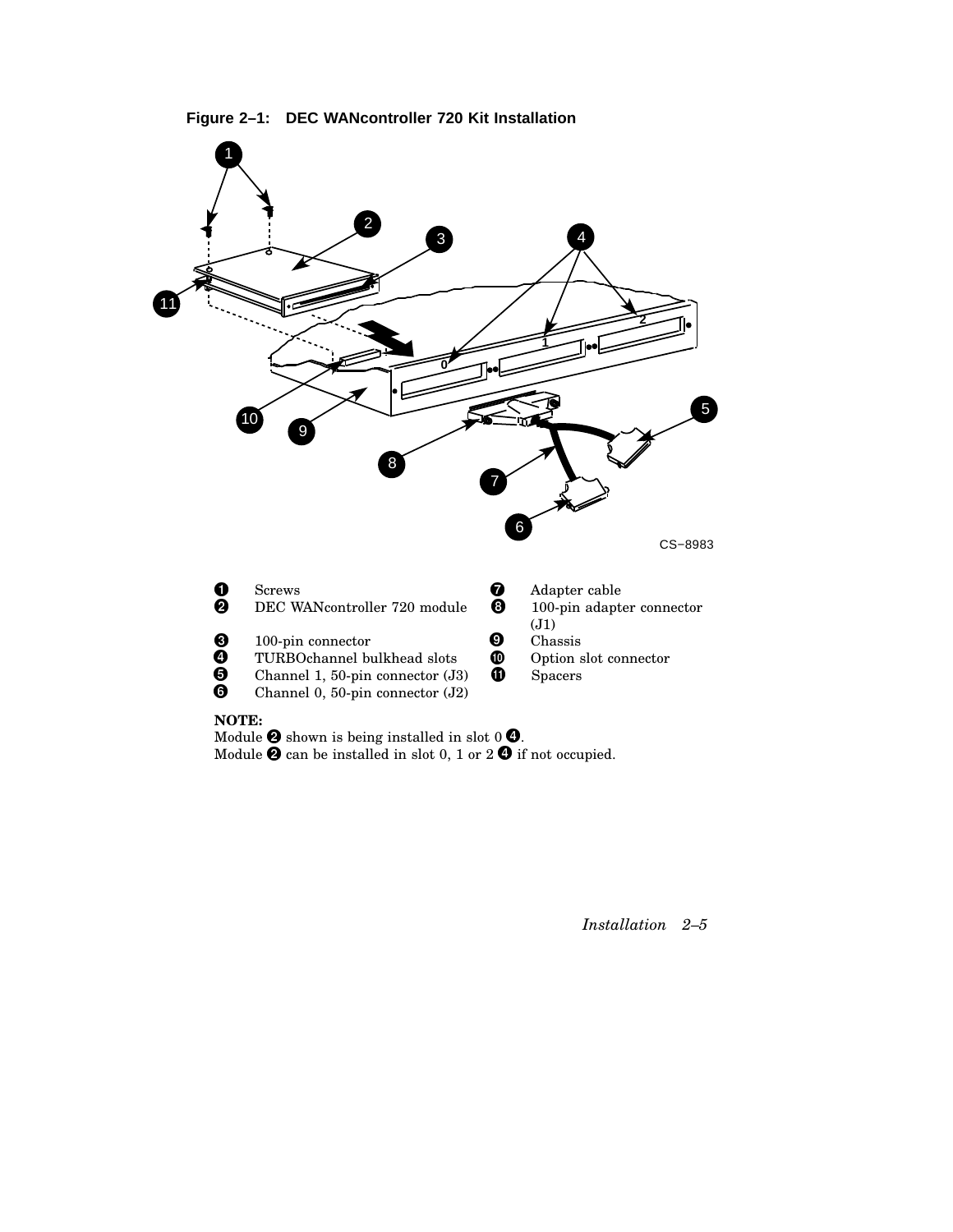**Figure 2–1: DEC WANcontroller 720 Kit Installation**

| | | | |
|---|---|---|---|
| ❶ | Screws | ❼ | Adapter cable |
| ❷ | DEC WANcontroller 720 module | ❽ | 100-pin adapter connector (J1) |
| ❸ | 100-pin connector | ❾ | Chassis |
| ❹ | TURBOchannel bulkhead slots | ❿ | Option slot connector |
| ❺ | Channel 1, 50-pin connector (J3) | ⓫ | Spacers |
| ❻ | Channel 0, 50-pin connector (J2) | | |

**NOTE:**
Module ❷ shown is being installed in slot 0 ❹.
Module ❷ can be installed in slot 0, 1 or 2 ❹ if not occupied.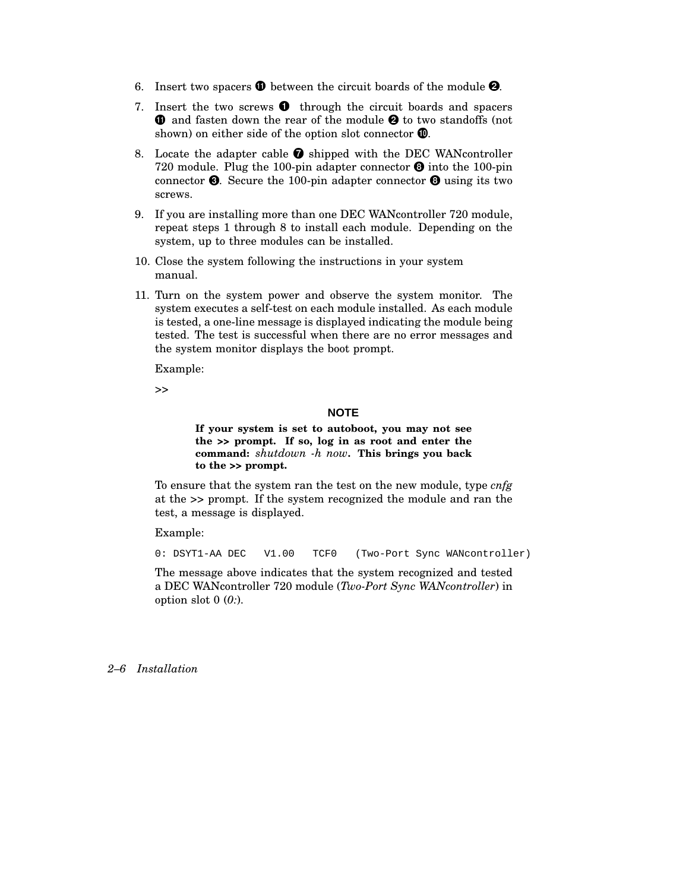6. Insert two spacers ⓫ between the circuit boards of the module ❷.

7. Insert the two screws ❶ through the circuit boards and spacers ⓫ and fasten down the rear of the module ❷ to two standoffs (not shown) on either side of the option slot connector ❿.

8. Locate the adapter cable ❼ shipped with the DEC WANcontroller 720 module. Plug the 100-pin adapter connector ❽ into the 100-pin connector ❸. Secure the 100-pin adapter connector ❽ using its two screws.

9. If you are installing more than one DEC WANcontroller 720 module, repeat steps 1 through 8 to install each module. Depending on the system, up to three modules can be installed.

10. Close the system following the instructions in your system manual.

11. Turn on the system power and observe the system monitor. The system executes a self-test on each module installed. As each module is tested, a one-line message is displayed indicating the module being tested. The test is successful when there are no error messages and the system monitor displays the boot prompt.

    Example:

    ```
    >>
    ```

    **NOTE**

    **If your system is set to autoboot, you may not see the >> prompt. If so, log in as root and enter the command:** *shutdown -h now***. This brings you back to the >> prompt.**

    To ensure that the system ran the test on the new module, type *cnfg* at the >> prompt. If the system recognized the module and ran the test, a message is displayed.

    Example:

    ```
    0: DSYT1-AA DEC   V1.00   TCF0   (Two-Port Sync WANcontroller)
    ```

    The message above indicates that the system recognized and tested a DEC WANcontroller 720 module (*Two-Port Sync WANcontroller*) in option slot 0 (*0:*).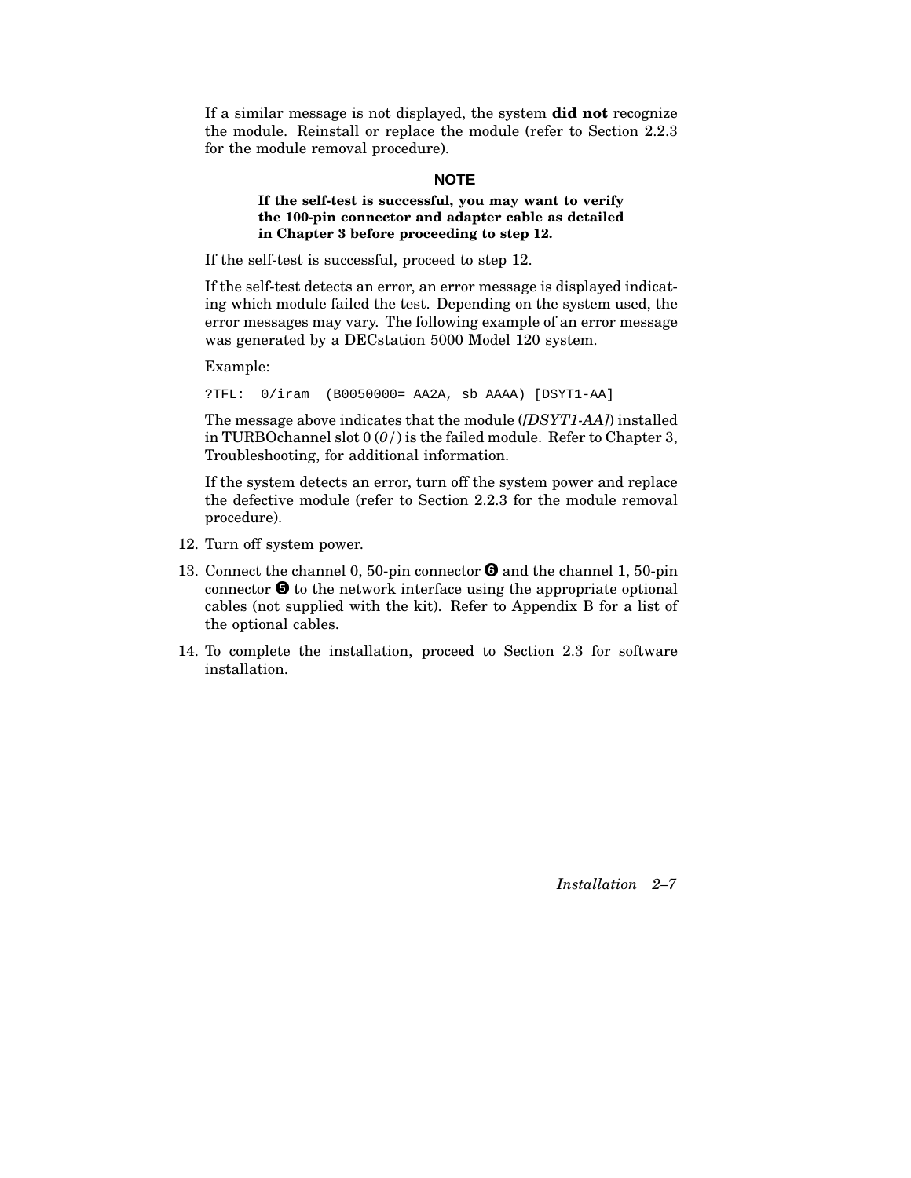If a similar message is not displayed, the system **did not** recognize the module. Reinstall or replace the module (refer to Section 2.2.3 for the module removal procedure).

**NOTE**

**If the self-test is successful, you may want to verify the 100-pin connector and adapter cable as detailed in Chapter 3 before proceeding to step 12.**

If the self-test is successful, proceed to step 12.

If the self-test detects an error, an error message is displayed indicating which module failed the test. Depending on the system used, the error messages may vary. The following example of an error message was generated by a DECstation 5000 Model 120 system.

Example:

```
?TFL:  0/iram  (B0050000= AA2A, sb AAAA) [DSYT1-AA]
```

The message above indicates that the module (*[DSYT1-AA]*) installed in TURBOchannel slot 0 (*0/*) is the failed module. Refer to Chapter 3, Troubleshooting, for additional information.

If the system detects an error, turn off the system power and replace the defective module (refer to Section 2.2.3 for the module removal procedure).

12. Turn off system power.
13. Connect the channel 0, 50-pin connector ❻ and the channel 1, 50-pin connector ❺ to the network interface using the appropriate optional cables (not supplied with the kit). Refer to Appendix B for a list of the optional cables.
14. To complete the installation, proceed to Section 2.3 for software installation.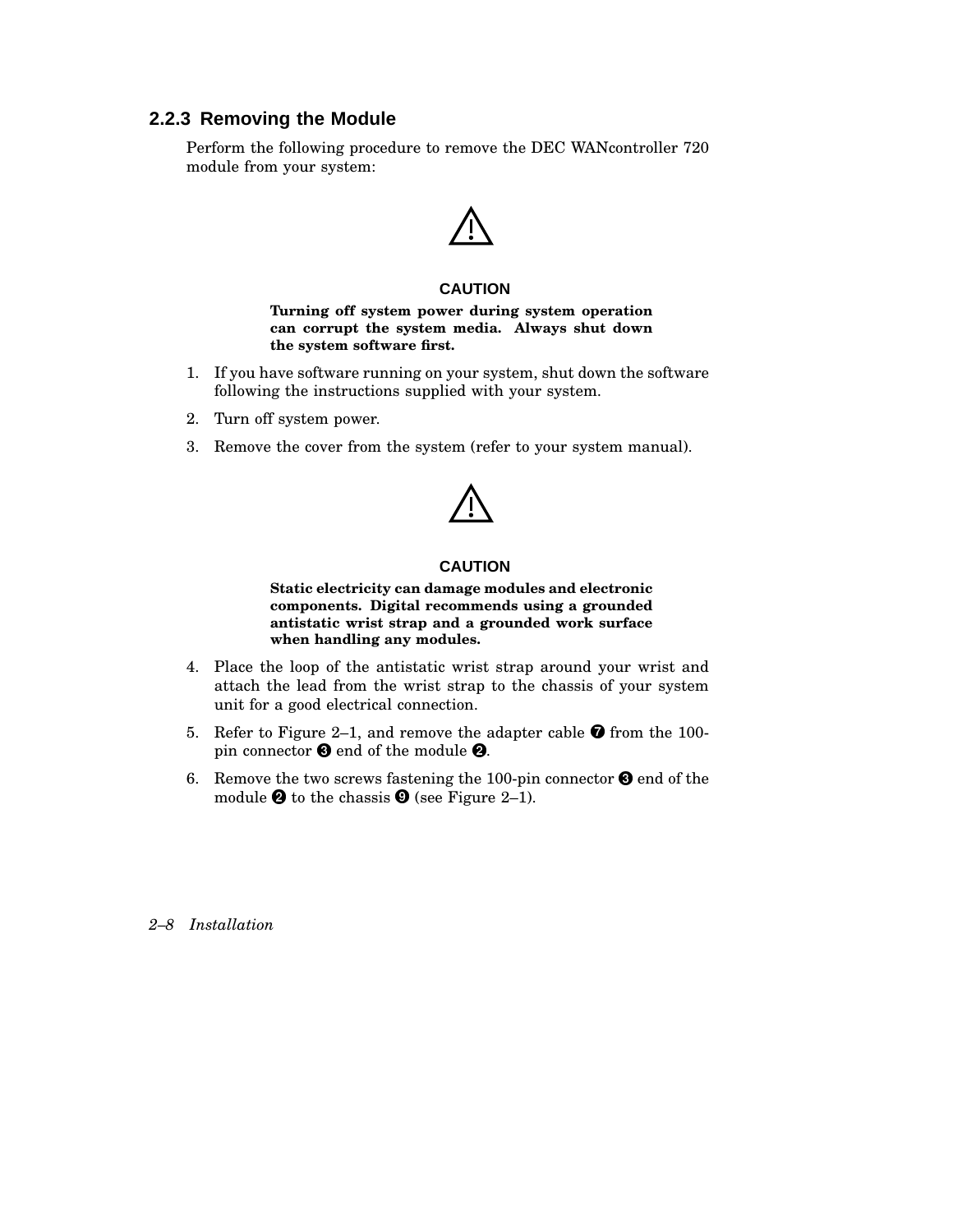### 2.2.3 Removing the Module

Perform the following procedure to remove the DEC WANcontroller 720 module from your system:

**CAUTION**

**Turning off system power during system operation can corrupt the system media. Always shut down the system software first.**

1. If you have software running on your system, shut down the software following the instructions supplied with your system.
2. Turn off system power.
3. Remove the cover from the system (refer to your system manual).

**CAUTION**

**Static electricity can damage modules and electronic components. Digital recommends using a grounded antistatic wrist strap and a grounded work surface when handling any modules.**

4. Place the loop of the antistatic wrist strap around your wrist and attach the lead from the wrist strap to the chassis of your system unit for a good electrical connection.
5. Refer to Figure 2–1, and remove the adapter cable ❼ from the 100-pin connector ❸ end of the module ❷.
6. Remove the two screws fastening the 100-pin connector ❸ end of the module ❷ to the chassis ❾ (see Figure 2–1).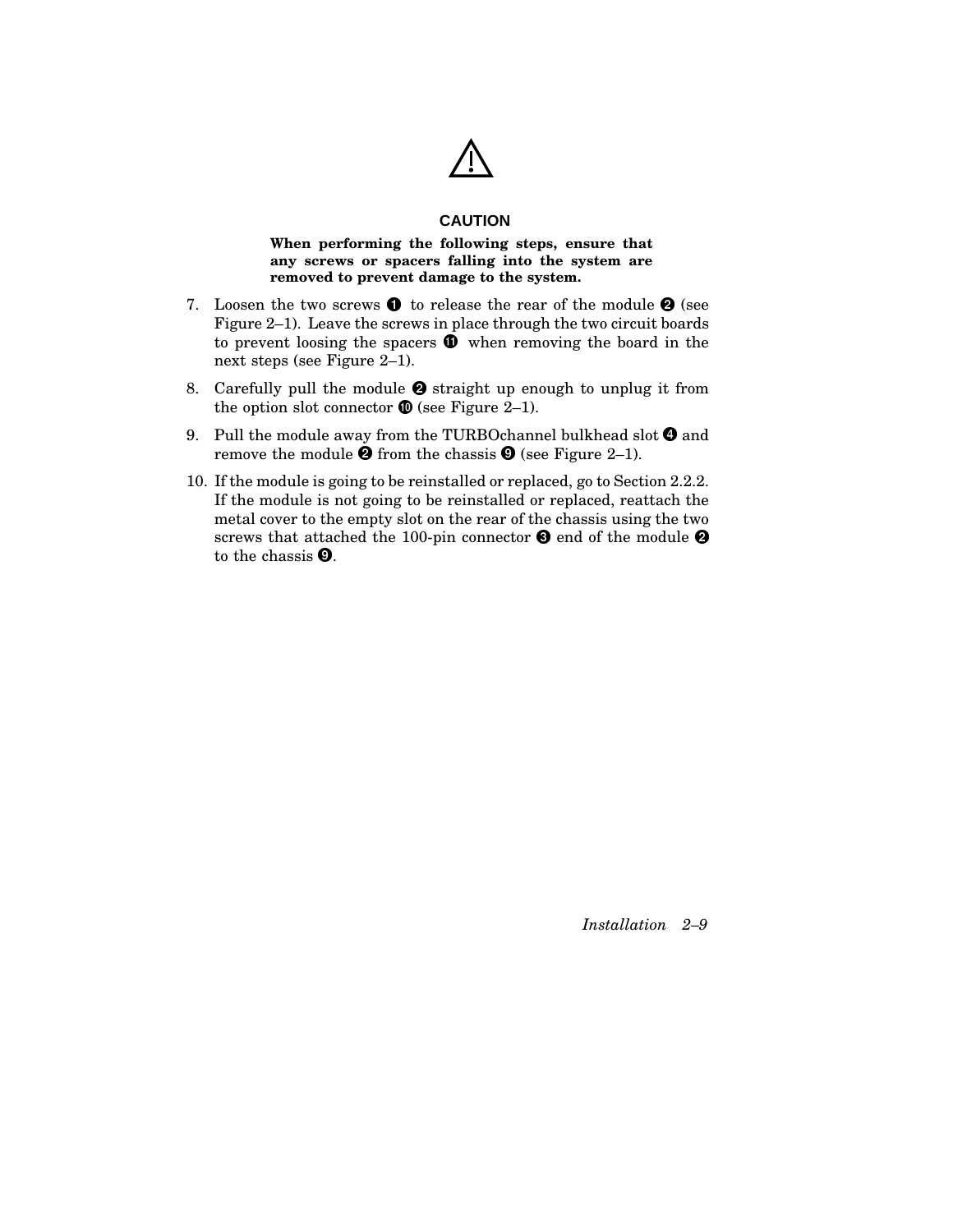⚠

**CAUTION**

**When performing the following steps, ensure that any screws or spacers falling into the system are removed to prevent damage to the system.**

7. Loosen the two screws ❶ to release the rear of the module ❷ (see Figure 2–1). Leave the screws in place through the two circuit boards to prevent loosing the spacers ⓫ when removing the board in the next steps (see Figure 2–1).

8. Carefully pull the module ❷ straight up enough to unplug it from the option slot connector ❿ (see Figure 2–1).

9. Pull the module away from the TURBOchannel bulkhead slot ❹ and remove the module ❷ from the chassis ❾ (see Figure 2–1).

10. If the module is going to be reinstalled or replaced, go to Section 2.2.2. If the module is not going to be reinstalled or replaced, reattach the metal cover to the empty slot on the rear of the chassis using the two screws that attached the 100-pin connector ❸ end of the module ❷ to the chassis ❾.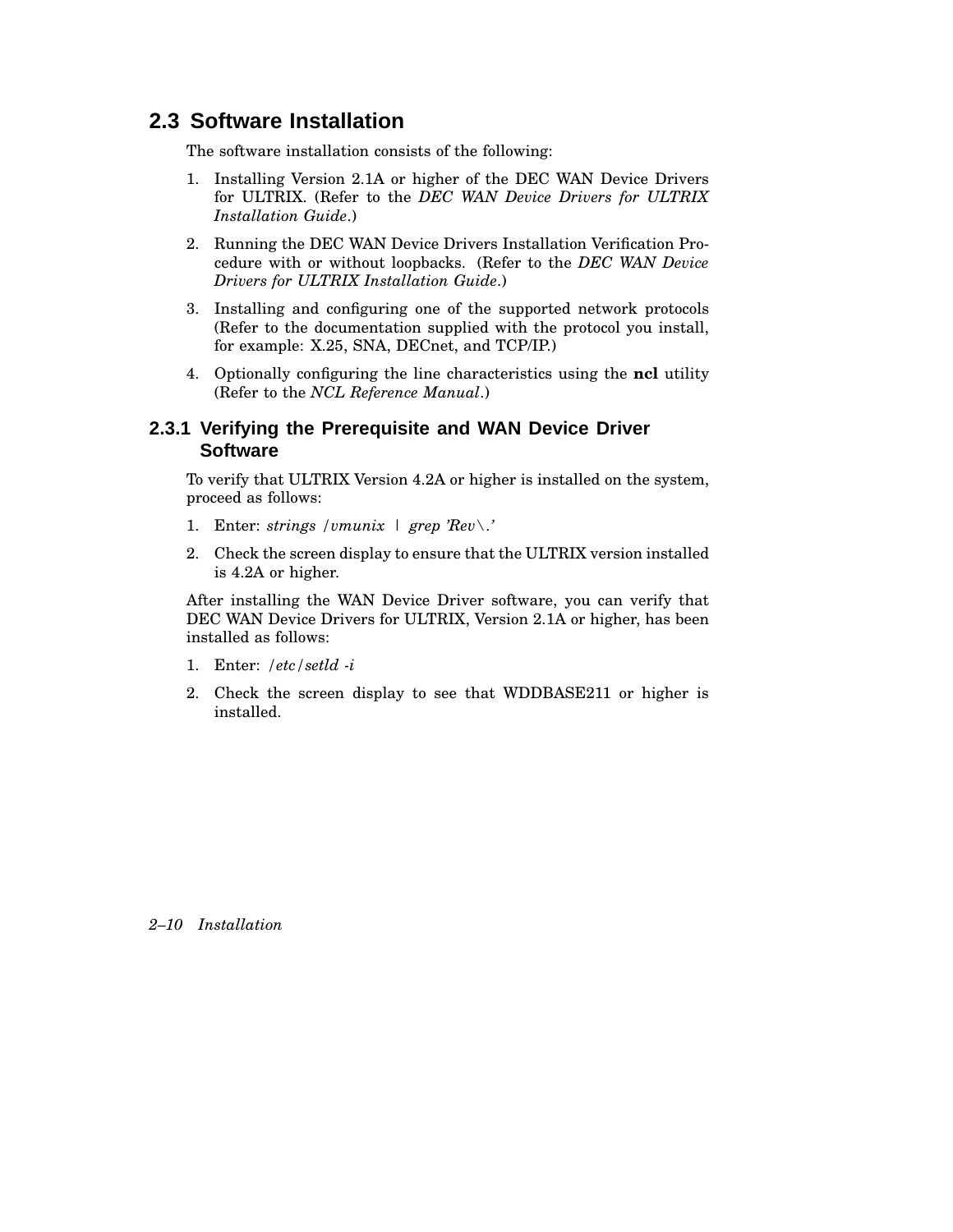## 2.3 Software Installation

The software installation consists of the following:

1. Installing Version 2.1A or higher of the DEC WAN Device Drivers for ULTRIX. (Refer to the *DEC WAN Device Drivers for ULTRIX Installation Guide*.)
2. Running the DEC WAN Device Drivers Installation Verification Procedure with or without loopbacks. (Refer to the *DEC WAN Device Drivers for ULTRIX Installation Guide*.)
3. Installing and configuring one of the supported network protocols (Refer to the documentation supplied with the protocol you install, for example: X.25, SNA, DECnet, and TCP/IP.)
4. Optionally configuring the line characteristics using the **ncl** utility (Refer to the *NCL Reference Manual*.)

### 2.3.1 Verifying the Prerequisite and WAN Device Driver Software

To verify that ULTRIX Version 4.2A or higher is installed on the system, proceed as follows:

1. Enter: *strings /vmunix | grep 'Rev\.'*
2. Check the screen display to ensure that the ULTRIX version installed is 4.2A or higher.

After installing the WAN Device Driver software, you can verify that DEC WAN Device Drivers for ULTRIX, Version 2.1A or higher, has been installed as follows:

1. Enter: */etc/setld -i*
2. Check the screen display to see that WDDBASE211 or higher is installed.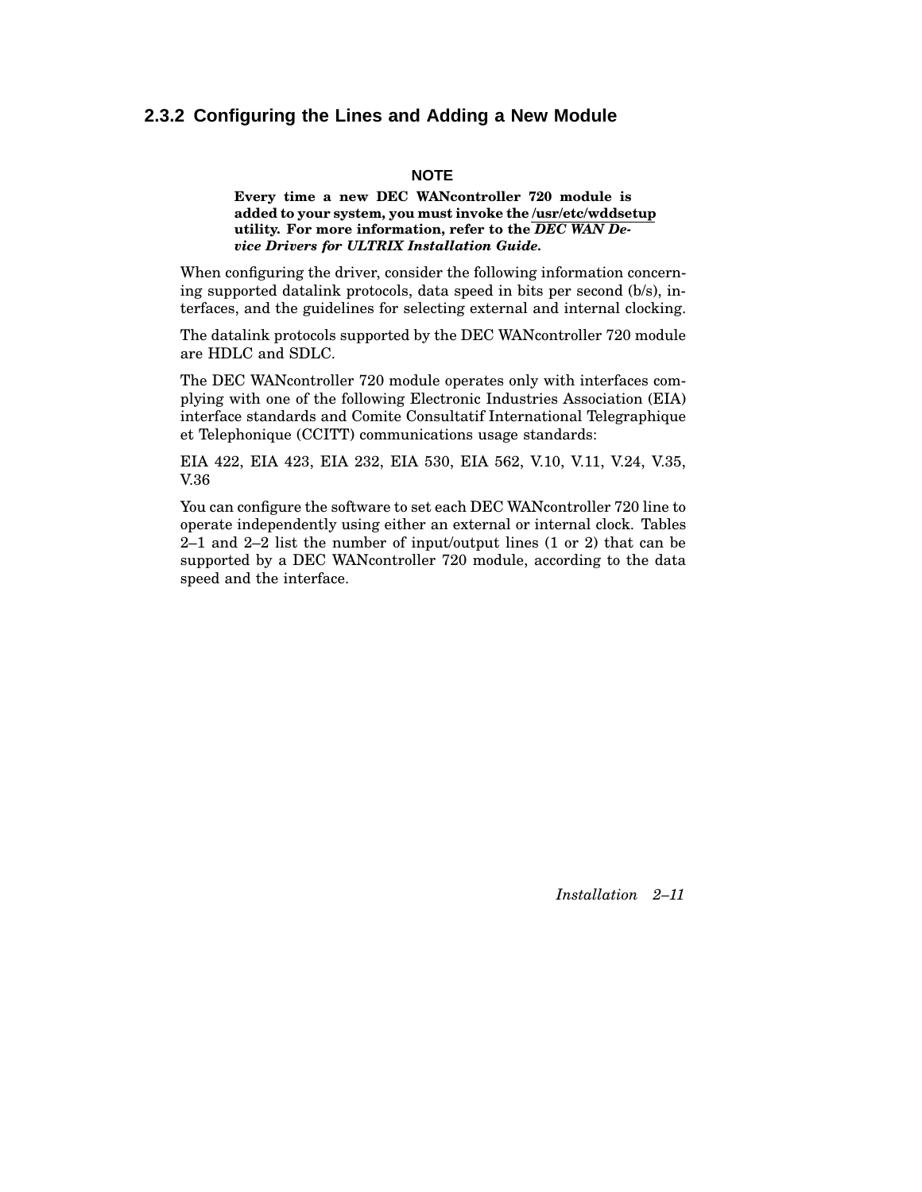### 2.3.2 Configuring the Lines and Adding a New Module

**NOTE**

**Every time a new DEC WANcontroller 720 module is added to your system, you must invoke the /usr/etc/wddsetup utility. For more information, refer to the *DEC WAN Device Drivers for ULTRIX Installation Guide*.**

When configuring the driver, consider the following information concerning supported datalink protocols, data speed in bits per second (b/s), interfaces, and the guidelines for selecting external and internal clocking.

The datalink protocols supported by the DEC WANcontroller 720 module are HDLC and SDLC.

The DEC WANcontroller 720 module operates only with interfaces complying with one of the following Electronic Industries Association (EIA) interface standards and Comite Consultatif International Telegraphique et Telephonique (CCITT) communications usage standards:

EIA 422, EIA 423, EIA 232, EIA 530, EIA 562, V.10, V.11, V.24, V.35, V.36

You can configure the software to set each DEC WANcontroller 720 line to operate independently using either an external or internal clock. Tables 2–1 and 2–2 list the number of input/output lines (1 or 2) that can be supported by a DEC WANcontroller 720 module, according to the data speed and the interface.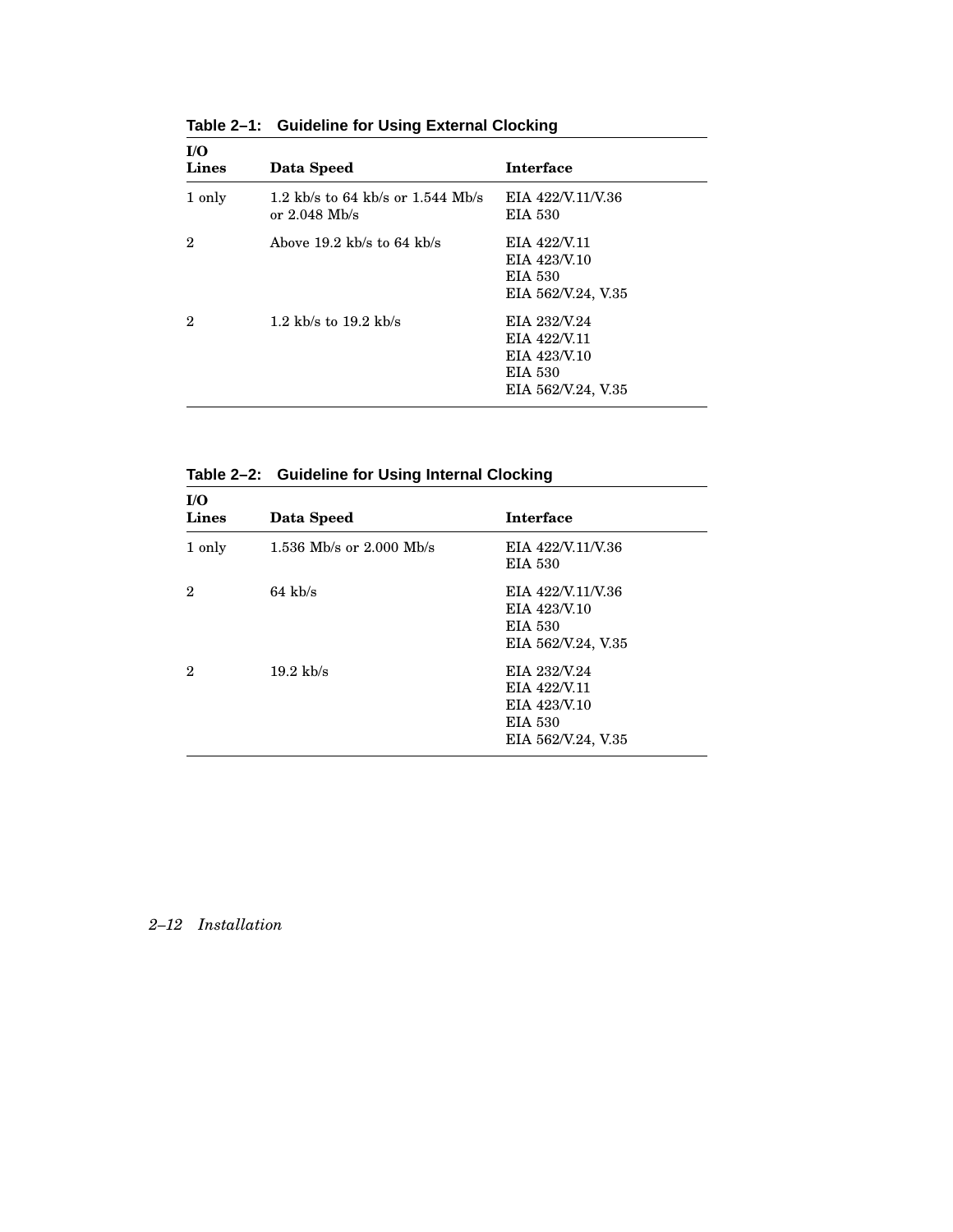**Table 2–1: Guideline for Using External Clocking**

| I/O Lines | Data Speed | Interface |
| --- | --- | --- |
| 1 only | 1.2 kb/s to 64 kb/s or 1.544 Mb/s or 2.048 Mb/s | EIA 422/V.11/V.36<br>EIA 530 |
| 2 | Above 19.2 kb/s to 64 kb/s | EIA 422/V.11<br>EIA 423/V.10<br>EIA 530<br>EIA 562/V.24, V.35 |
| 2 | 1.2 kb/s to 19.2 kb/s | EIA 232/V.24<br>EIA 422/V.11<br>EIA 423/V.10<br>EIA 530<br>EIA 562/V.24, V.35 |

**Table 2–2: Guideline for Using Internal Clocking**

| I/O Lines | Data Speed | Interface |
| --- | --- | --- |
| 1 only | 1.536 Mb/s or 2.000 Mb/s | EIA 422/V.11/V.36<br>EIA 530 |
| 2 | 64 kb/s | EIA 422/V.11/V.36<br>EIA 423/V.10<br>EIA 530<br>EIA 562/V.24, V.35 |
| 2 | 19.2 kb/s | EIA 232/V.24<br>EIA 422/V.11<br>EIA 423/V.10<br>EIA 530<br>EIA 562/V.24, V.35 |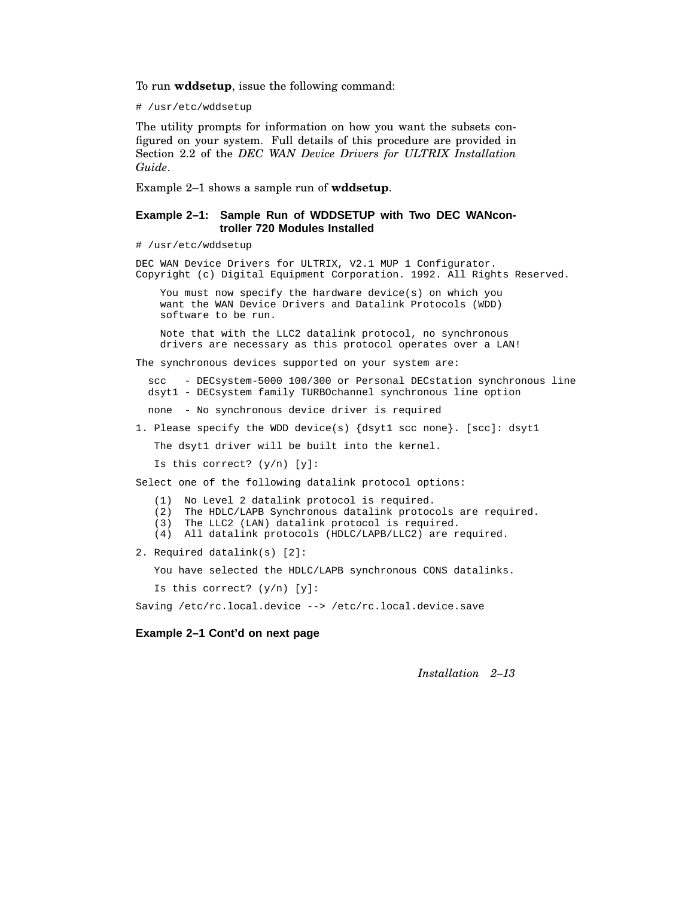To run **wddsetup**, issue the following command:

```
# /usr/etc/wddsetup
```

The utility prompts for information on how you want the subsets configured on your system. Full details of this procedure are provided in Section 2.2 of the *DEC WAN Device Drivers for ULTRIX Installation Guide*.

Example 2–1 shows a sample run of **wddsetup**.

**Example 2–1: Sample Run of WDDSETUP with Two DEC WANcontroller 720 Modules Installed**

```
# /usr/etc/wddsetup

DEC WAN Device Drivers for ULTRIX, V2.1 MUP 1 Configurator.
Copyright (c) Digital Equipment Corporation. 1992. All Rights Reserved.

    You must now specify the hardware device(s) on which you
    want the WAN Device Drivers and Datalink Protocols (WDD)
    software to be run.

    Note that with the LLC2 datalink protocol, no synchronous
    drivers are necessary as this protocol operates over a LAN!

The synchronous devices supported on your system are:

  scc   - DECsystem-5000 100/300 or Personal DECstation synchronous line
  dsyt1 - DECsystem family TURBOchannel synchronous line option

  none  - No synchronous device driver is required

1. Please specify the WDD device(s) {dsyt1 scc none}. [scc]: dsyt1

   The dsyt1 driver will be built into the kernel.

   Is this correct? (y/n) [y]:

Select one of the following datalink protocol options:

   (1)  No Level 2 datalink protocol is required.
   (2)  The HDLC/LAPB Synchronous datalink protocols are required.
   (3)  The LLC2 (LAN) datalink protocol is required.
   (4)  All datalink protocols (HDLC/LAPB/LLC2) are required.

2. Required datalink(s) [2]:

   You have selected the HDLC/LAPB synchronous CONS datalinks.

   Is this correct? (y/n) [y]:

Saving /etc/rc.local.device --> /etc/rc.local.device.save
```

**Example 2–1 Cont'd on next page**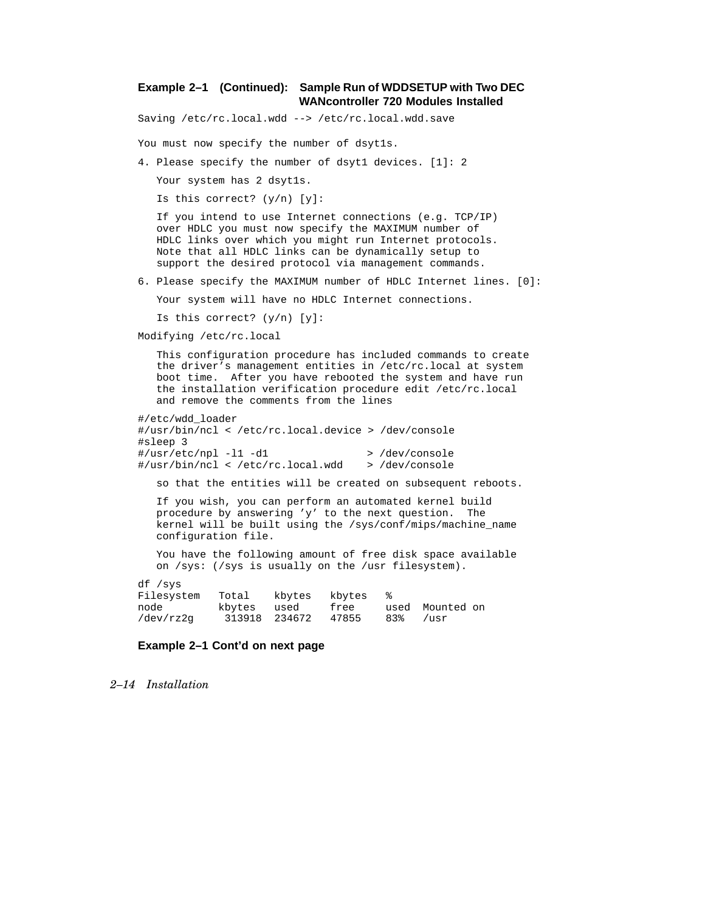**Example 2–1 (Continued): Sample Run of WDDSETUP with Two DEC WANcontroller 720 Modules Installed**

```
Saving /etc/rc.local.wdd --> /etc/rc.local.wdd.save

You must now specify the number of dsyt1s.

4. Please specify the number of dsyt1 devices. [1]: 2

   Your system has 2 dsyt1s.

   Is this correct? (y/n) [y]:

   If you intend to use Internet connections (e.g. TCP/IP)
   over HDLC you must now specify the MAXIMUM number of
   HDLC links over which you might run Internet protocols.
   Note that all HDLC links can be dynamically setup to
   support the desired protocol via management commands.

6. Please specify the MAXIMUM number of HDLC Internet lines. [0]:

   Your system will have no HDLC Internet connections.

   Is this correct? (y/n) [y]:

Modifying /etc/rc.local

   This configuration procedure has included commands to create
   the driver's management entities in /etc/rc.local at system
   boot time.  After you have rebooted the system and have run
   the installation verification procedure edit /etc/rc.local
   and remove the comments from the lines

#/etc/wdd_loader
#/usr/bin/ncl < /etc/rc.local.device > /dev/console
#sleep 3
#/usr/etc/npl -l1 -d1               > /dev/console
#/usr/bin/ncl < /etc/rc.local.wdd    > /dev/console

   so that the entities will be created on subsequent reboots.

   If you wish, you can perform an automated kernel build
   procedure by answering 'y' to the next question.  The
   kernel will be built using the /sys/conf/mips/machine_name
   configuration file.

   You have the following amount of free disk space available
   on /sys: (/sys is usually on the /usr filesystem).

df /sys
Filesystem   Total    kbytes   kbytes   %
node         kbytes   used     free     used  Mounted on
/dev/rz2g     313918  234672   47855    83%   /usr
```

**Example 2–1 Cont'd on next page**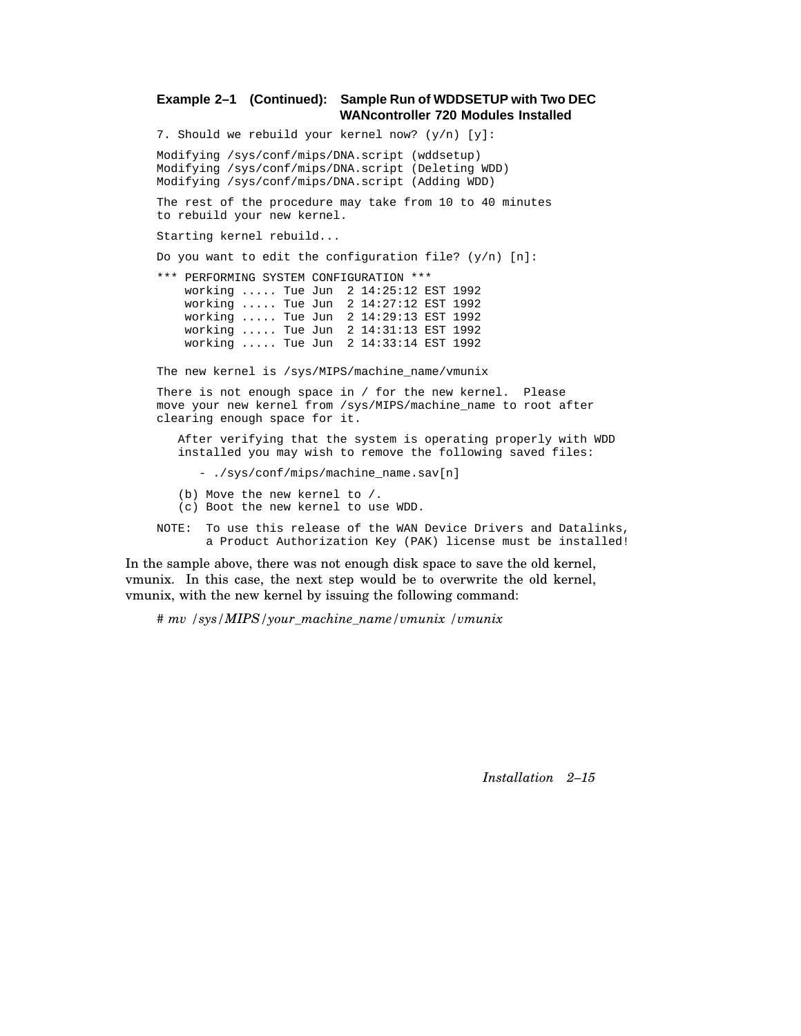**Example 2–1 (Continued): Sample Run of WDDSETUP with Two DEC WANcontroller 720 Modules Installed**

```
7. Should we rebuild your kernel now? (y/n) [y]:

Modifying /sys/conf/mips/DNA.script (wddsetup)
Modifying /sys/conf/mips/DNA.script (Deleting WDD)
Modifying /sys/conf/mips/DNA.script (Adding WDD)

The rest of the procedure may take from 10 to 40 minutes
to rebuild your new kernel.

Starting kernel rebuild...

Do you want to edit the configuration file? (y/n) [n]:

*** PERFORMING SYSTEM CONFIGURATION ***
    working ..... Tue Jun  2 14:25:12 EST 1992
    working ..... Tue Jun  2 14:27:12 EST 1992
    working ..... Tue Jun  2 14:29:13 EST 1992
    working ..... Tue Jun  2 14:31:13 EST 1992
    working ..... Tue Jun  2 14:33:14 EST 1992

The new kernel is /sys/MIPS/machine_name/vmunix

There is not enough space in / for the new kernel.  Please
move your new kernel from /sys/MIPS/machine_name to root after
clearing enough space for it.

   After verifying that the system is operating properly with WDD
   installed you may wish to remove the following saved files:

      - ./sys/conf/mips/machine_name.sav[n]

   (b) Move the new kernel to /.
   (c) Boot the new kernel to use WDD.

NOTE:  To use this release of the WAN Device Drivers and Datalinks,
       a Product Authorization Key (PAK) license must be installed!
```

In the sample above, there was not enough disk space to save the old kernel, vmunix. In this case, the next step would be to overwrite the old kernel, vmunix, with the new kernel by issuing the following command:

# *mv /sys/MIPS/your_machine_name/vmunix /vmunix*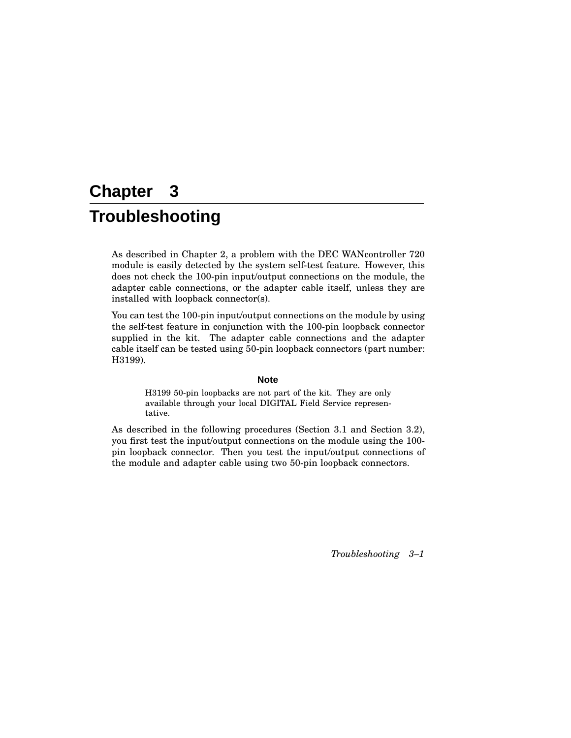# Chapter 3

# Troubleshooting

As described in Chapter 2, a problem with the DEC WANcontroller 720 module is easily detected by the system self-test feature. However, this does not check the 100-pin input/output connections on the module, the adapter cable connections, or the adapter cable itself, unless they are installed with loopback connector(s).

You can test the 100-pin input/output connections on the module by using the self-test feature in conjunction with the 100-pin loopback connector supplied in the kit. The adapter cable connections and the adapter cable itself can be tested using 50-pin loopback connectors (part number: H3199).

**Note**

H3199 50-pin loopbacks are not part of the kit. They are only available through your local DIGITAL Field Service representative.

As described in the following procedures (Section 3.1 and Section 3.2), you first test the input/output connections on the module using the 100-pin loopback connector. Then you test the input/output connections of the module and adapter cable using two 50-pin loopback connectors.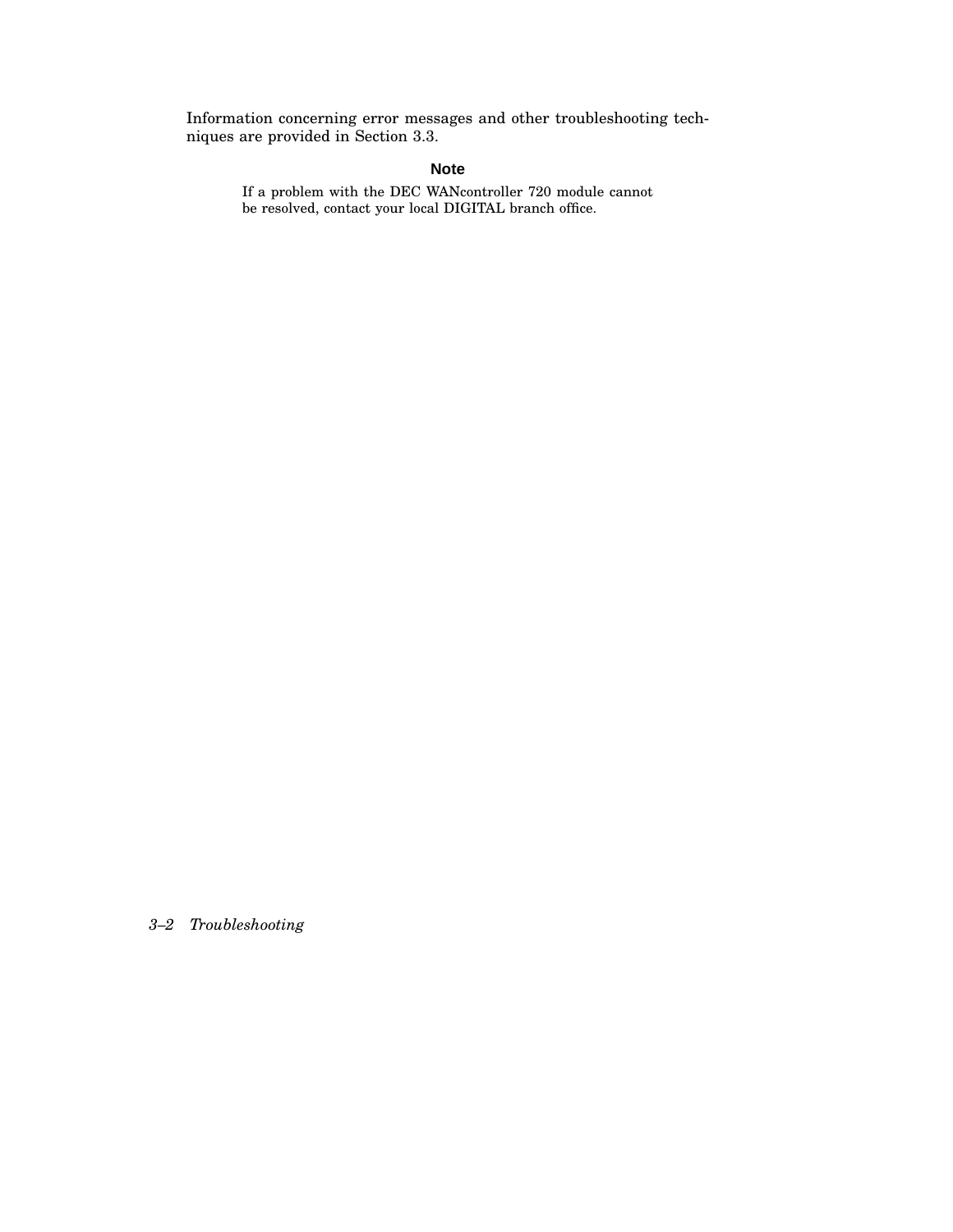Information concerning error messages and other troubleshooting techniques are provided in Section 3.3.

**Note**

If a problem with the DEC WANcontroller 720 module cannot be resolved, contact your local DIGITAL branch office.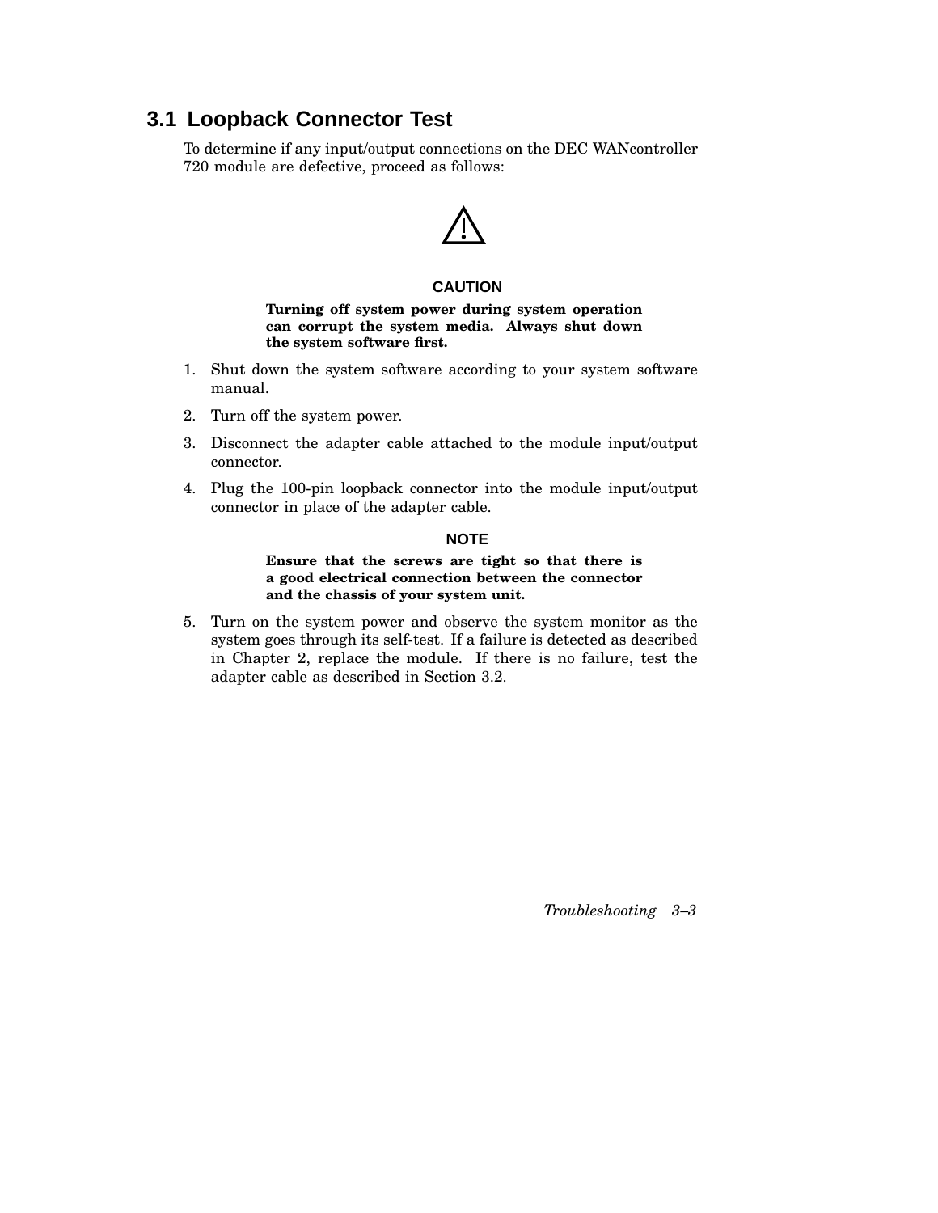## 3.1 Loopback Connector Test

To determine if any input/output connections on the DEC WANcontroller 720 module are defective, proceed as follows:

**CAUTION**

**Turning off system power during system operation can corrupt the system media. Always shut down the system software first.**

1. Shut down the system software according to your system software manual.
2. Turn off the system power.
3. Disconnect the adapter cable attached to the module input/output connector.
4. Plug the 100-pin loopback connector into the module input/output connector in place of the adapter cable.

**NOTE**

**Ensure that the screws are tight so that there is a good electrical connection between the connector and the chassis of your system unit.**

5. Turn on the system power and observe the system monitor as the system goes through its self-test. If a failure is detected as described in Chapter 2, replace the module. If there is no failure, test the adapter cable as described in Section 3.2.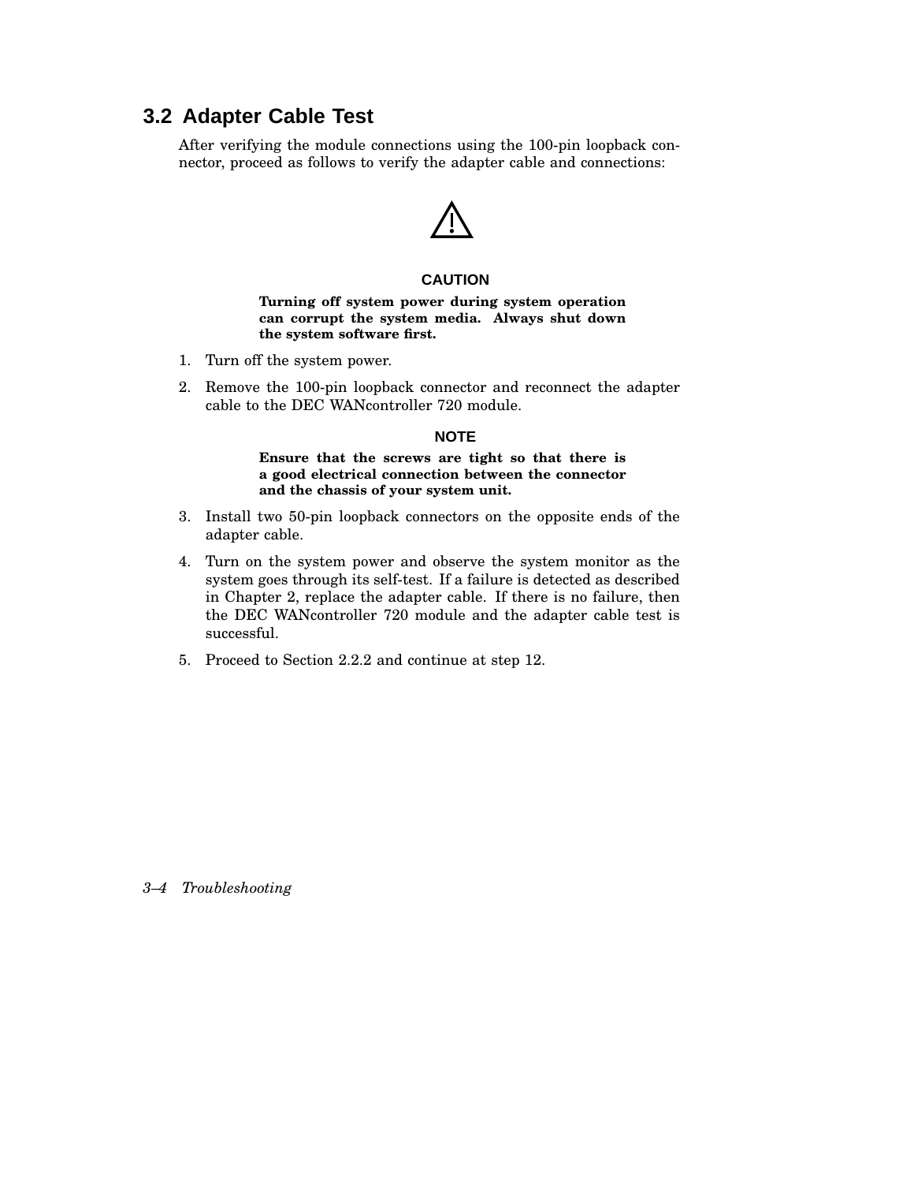## 3.2 Adapter Cable Test

After verifying the module connections using the 100-pin loopback connector, proceed as follows to verify the adapter cable and connections:

**CAUTION**

**Turning off system power during system operation can corrupt the system media. Always shut down the system software first.**

1. Turn off the system power.
2. Remove the 100-pin loopback connector and reconnect the adapter cable to the DEC WANcontroller 720 module.

   **NOTE**

   **Ensure that the screws are tight so that there is a good electrical connection between the connector and the chassis of your system unit.**

3. Install two 50-pin loopback connectors on the opposite ends of the adapter cable.
4. Turn on the system power and observe the system monitor as the system goes through its self-test. If a failure is detected as described in Chapter 2, replace the adapter cable. If there is no failure, then the DEC WANcontroller 720 module and the adapter cable test is successful.
5. Proceed to Section 2.2.2 and continue at step 12.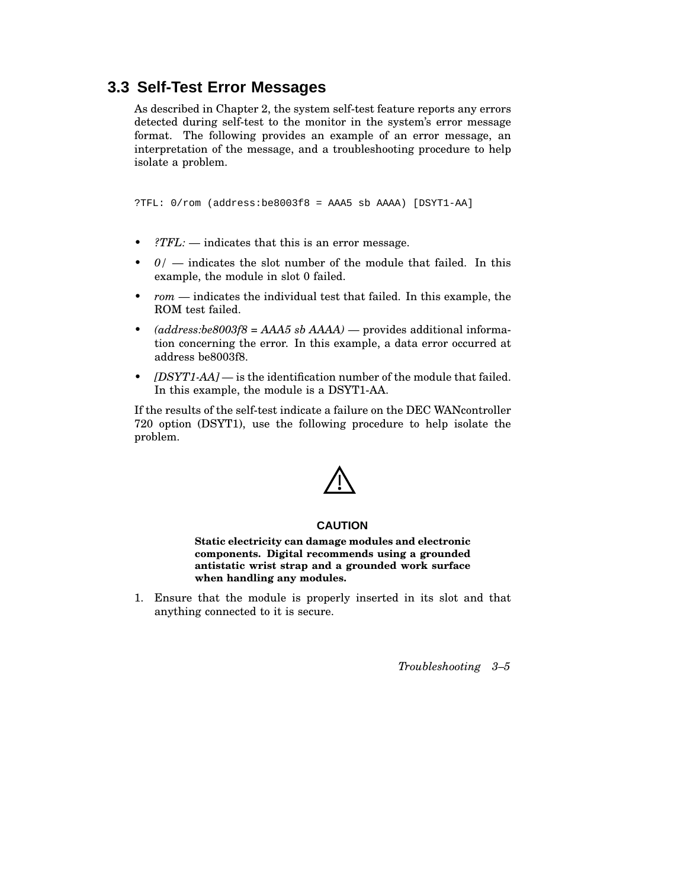## 3.3 Self-Test Error Messages

As described in Chapter 2, the system self-test feature reports any errors detected during self-test to the monitor in the system's error message format. The following provides an example of an error message, an interpretation of the message, and a troubleshooting procedure to help isolate a problem.

```
?TFL: 0/rom (address:be8003f8 = AAA5 sb AAAA) [DSYT1-AA]
```

- *?TFL:* — indicates that this is an error message.
- *0/* — indicates the slot number of the module that failed. In this example, the module in slot 0 failed.
- *rom* — indicates the individual test that failed. In this example, the ROM test failed.
- *(address:be8003f8 = AAA5 sb AAAA)* — provides additional information concerning the error. In this example, a data error occurred at address be8003f8.
- *[DSYT1-AA]* — is the identification number of the module that failed. In this example, the module is a DSYT1-AA.

If the results of the self-test indicate a failure on the DEC WANcontroller 720 option (DSYT1), use the following procedure to help isolate the problem.

**CAUTION**

**Static electricity can damage modules and electronic components. Digital recommends using a grounded antistatic wrist strap and a grounded work surface when handling any modules.**

1. Ensure that the module is properly inserted in its slot and that anything connected to it is secure.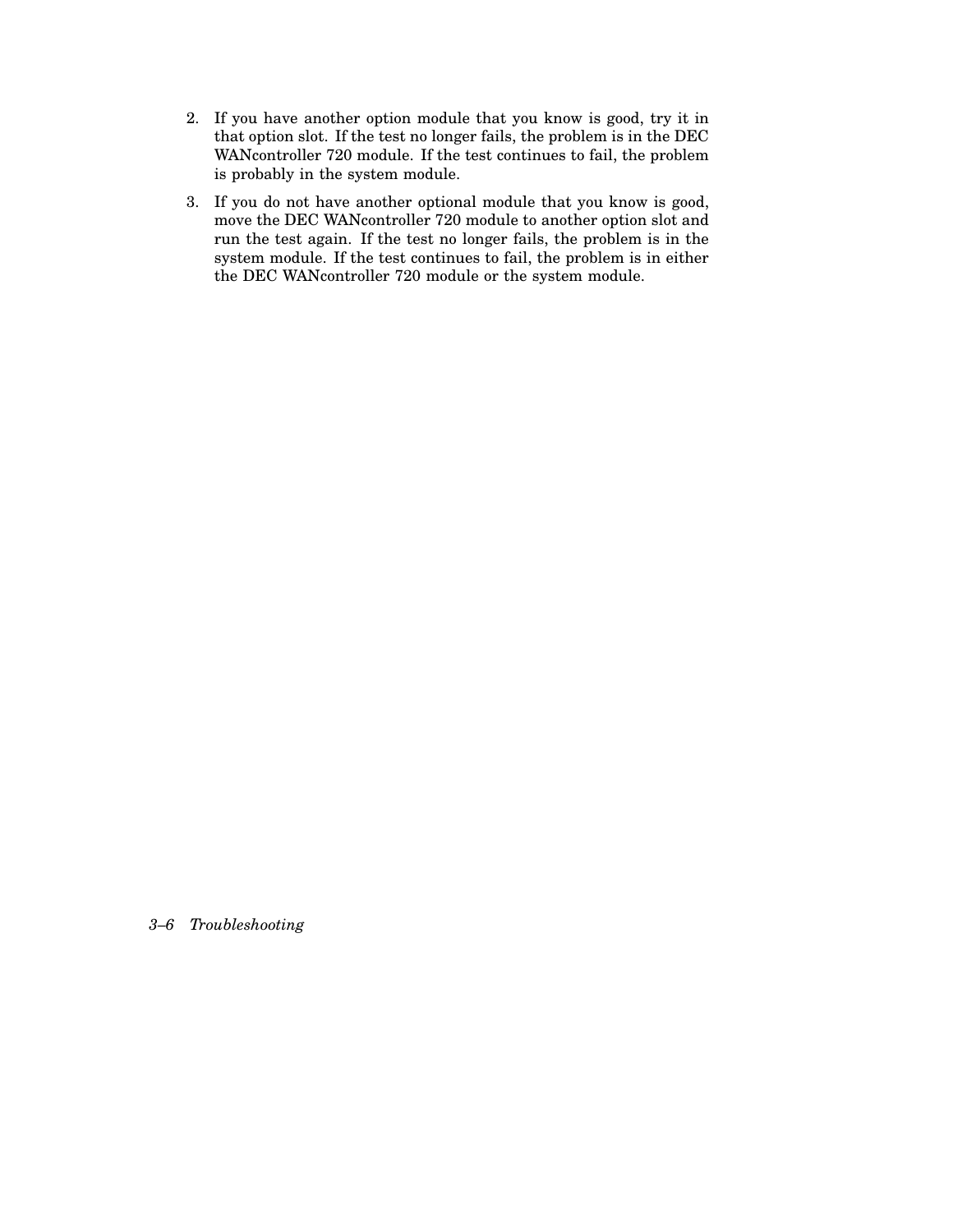2. If you have another option module that you know is good, try it in that option slot. If the test no longer fails, the problem is in the DEC WANcontroller 720 module. If the test continues to fail, the problem is probably in the system module.

3. If you do not have another optional module that you know is good, move the DEC WANcontroller 720 module to another option slot and run the test again. If the test no longer fails, the problem is in the system module. If the test continues to fail, the problem is in either the DEC WANcontroller 720 module or the system module.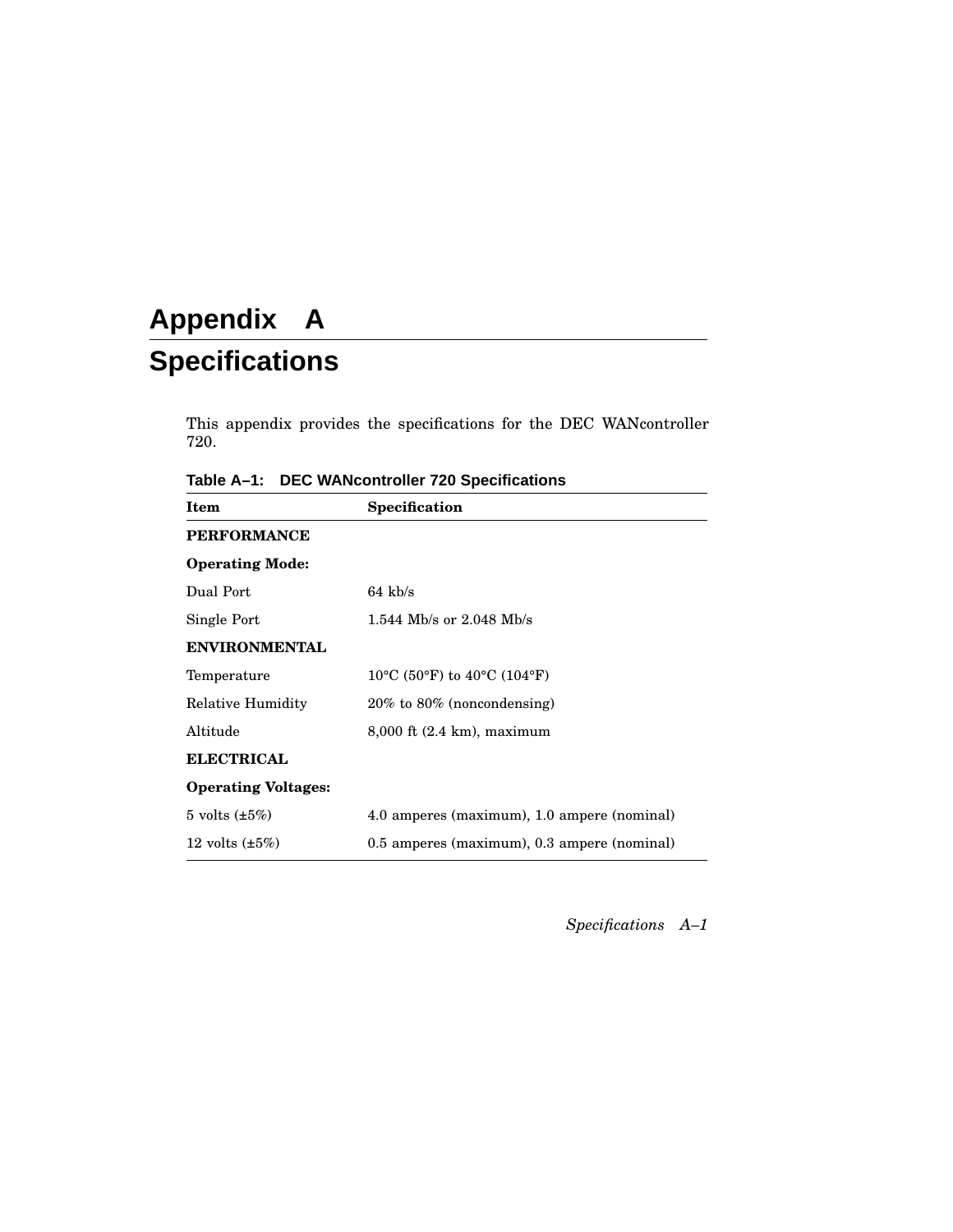# Appendix A

# Specifications

This appendix provides the specifications for the DEC WANcontroller 720.

**Table A–1: DEC WANcontroller 720 Specifications**

| Item | Specification |
|---|---|
| **PERFORMANCE** | |
| **Operating Mode:** | |
| Dual Port | 64 kb/s |
| Single Port | 1.544 Mb/s or 2.048 Mb/s |
| **ENVIRONMENTAL** | |
| Temperature | 10°C (50°F) to 40°C (104°F) |
| Relative Humidity | 20% to 80% (noncondensing) |
| Altitude | 8,000 ft (2.4 km), maximum |
| **ELECTRICAL** | |
| **Operating Voltages:** | |
| 5 volts (±5%) | 4.0 amperes (maximum), 1.0 ampere (nominal) |
| 12 volts (±5%) | 0.5 amperes (maximum), 0.3 ampere (nominal) |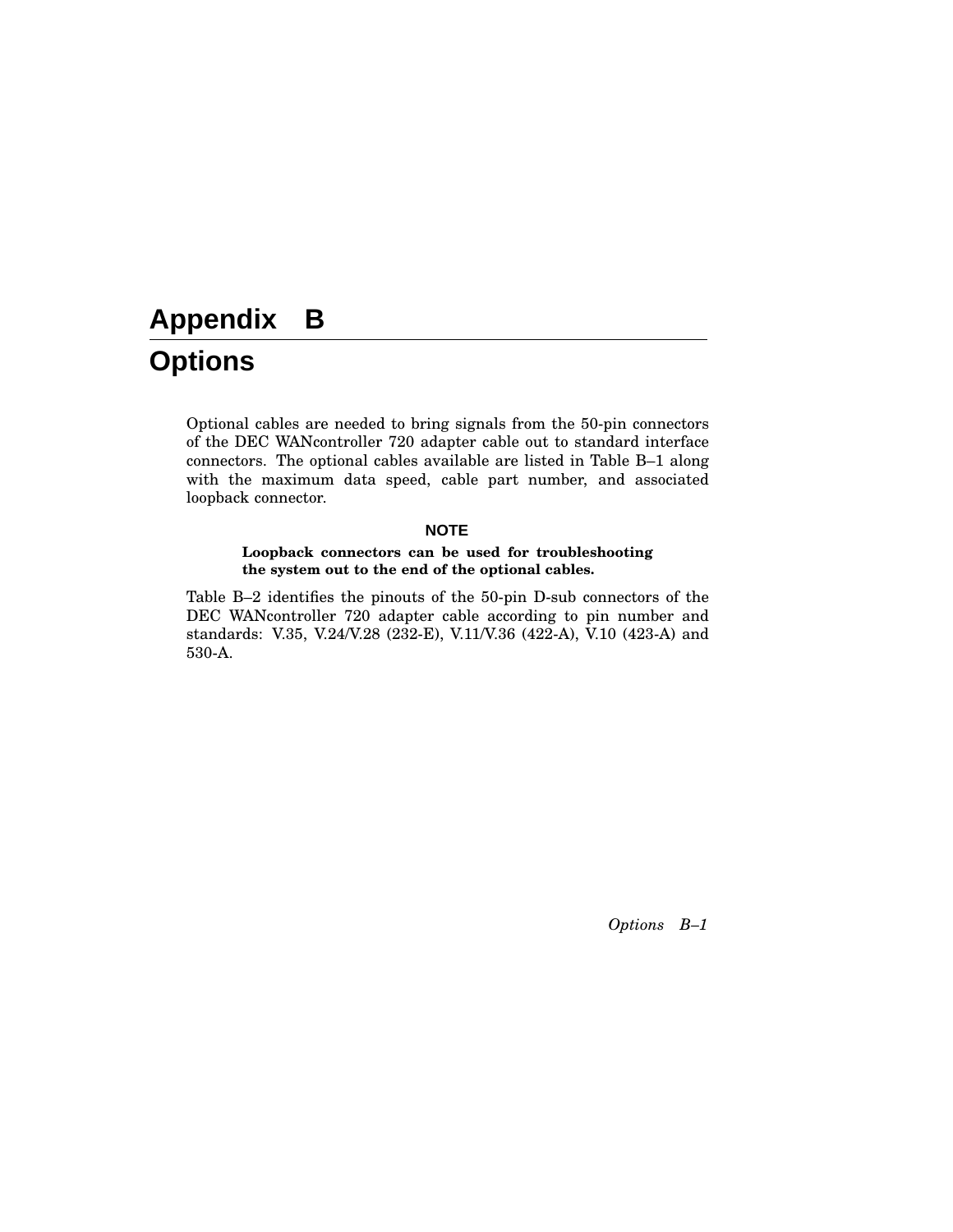# Appendix B

# Options

Optional cables are needed to bring signals from the 50-pin connectors of the DEC WANcontroller 720 adapter cable out to standard interface connectors. The optional cables available are listed in Table B–1 along with the maximum data speed, cable part number, and associated loopback connector.

**NOTE**

**Loopback connectors can be used for troubleshooting the system out to the end of the optional cables.**

Table B–2 identifies the pinouts of the 50-pin D-sub connectors of the DEC WANcontroller 720 adapter cable according to pin number and standards: V.35, V.24/V.28 (232-E), V.11/V.36 (422-A), V.10 (423-A) and 530-A.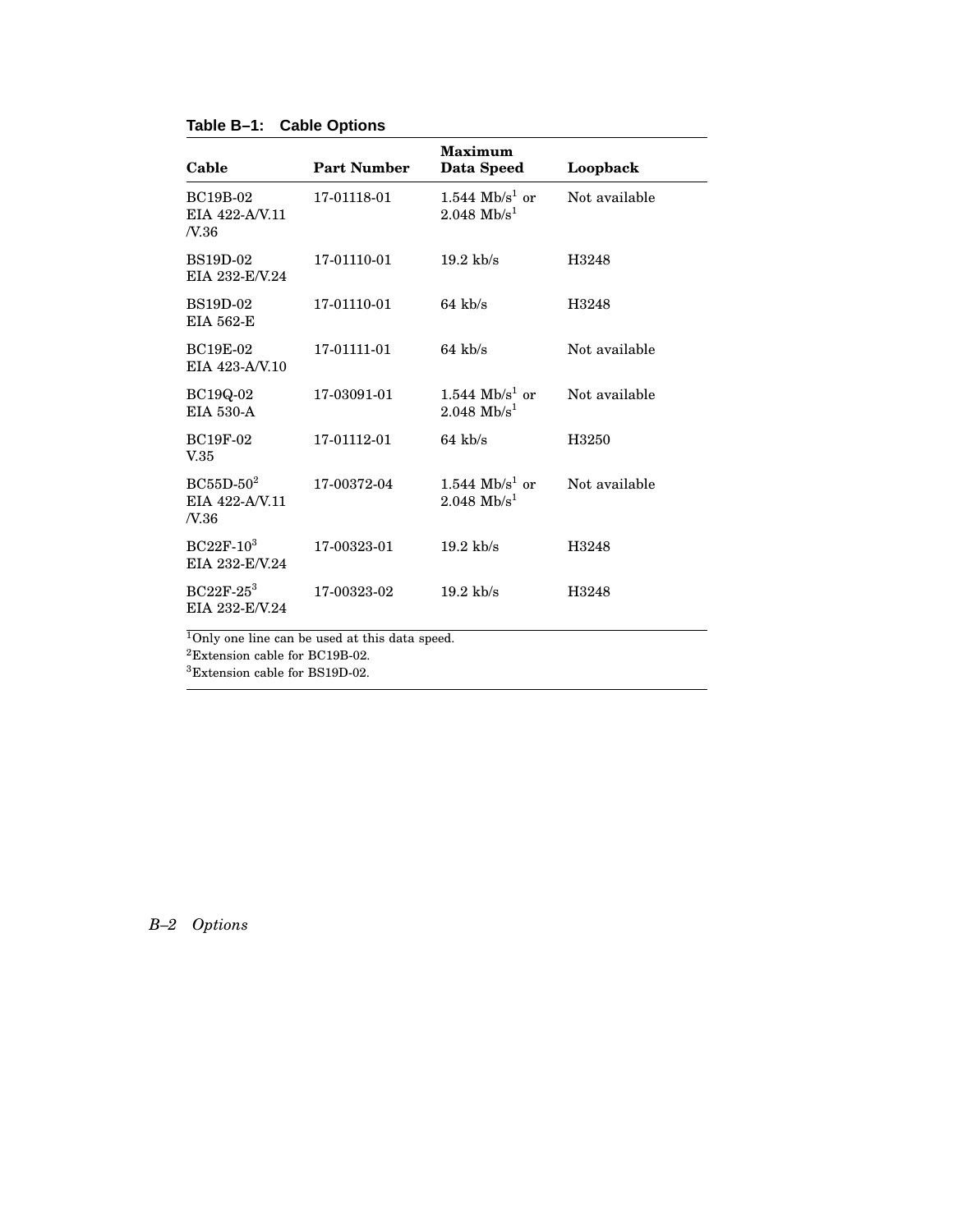**Table B–1: Cable Options**

| Cable | Part Number | Maximum Data Speed | Loopback |
|---|---|---|---|
| BC19B-02 EIA 422-A/V.11 /V.36 | 17-01118-01 | 1.544 Mb/s[1] or 2.048 Mb/s[1] | Not available |
| BS19D-02 EIA 232-E/V.24 | 17-01110-01 | 19.2 kb/s | H3248 |
| BS19D-02 EIA 562-E | 17-01110-01 | 64 kb/s | H3248 |
| BC19E-02 EIA 423-A/V.10 | 17-01111-01 | 64 kb/s | Not available |
| BC19Q-02 EIA 530-A | 17-03091-01 | 1.544 Mb/s[1] or 2.048 Mb/s[1] | Not available |
| BC19F-02 V.35 | 17-01112-01 | 64 kb/s | H3250 |
| BC55D-50[2] EIA 422-A/V.11 /V.36 | 17-00372-04 | 1.544 Mb/s[1] or 2.048 Mb/s[1] | Not available |
| BC22F-10[3] EIA 232-E/V.24 | 17-00323-01 | 19.2 kb/s | H3248 |
| BC22F-25[3] EIA 232-E/V.24 | 17-00323-02 | 19.2 kb/s | H3248 |

[1]Only one line can be used at this data speed.
[2]Extension cable for BC19B-02.
[3]Extension cable for BS19D-02.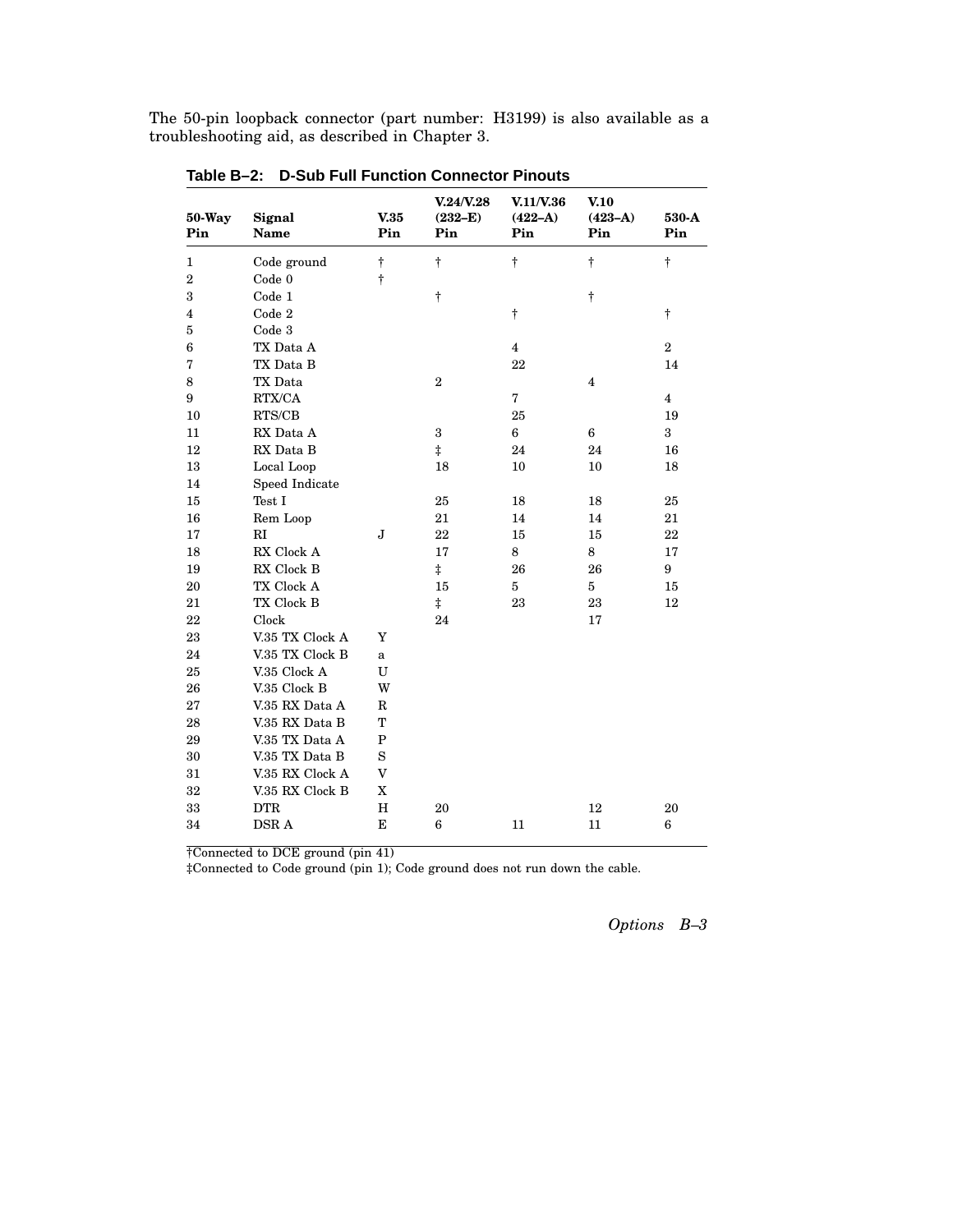The 50-pin loopback connector (part number: H3199) is also available as a troubleshooting aid, as described in Chapter 3.

**Table B–2: D-Sub Full Function Connector Pinouts**

| 50-Way Pin | Signal Name | V.35 Pin | V.24/V.28 (232–E) Pin | V.11/V.36 (422–A) Pin | V.10 (423–A) Pin | 530-A Pin |
|---|---|---|---|---|---|---|
| 1 | Code ground | † | † | † | † | † |
| 2 | Code 0 | † | | | | |
| 3 | Code 1 | | † | | † | |
| 4 | Code 2 | | | † | | † |
| 5 | Code 3 | | | | | |
| 6 | TX Data A | | | 4 | | 2 |
| 7 | TX Data B | | | 22 | | 14 |
| 8 | TX Data | | 2 | | 4 | |
| 9 | RTX/CA | | | 7 | | 4 |
| 10 | RTS/CB | | | 25 | | 19 |
| 11 | RX Data A | | 3 | 6 | 6 | 3 |
| 12 | RX Data B | | ‡ | 24 | 24 | 16 |
| 13 | Local Loop | | 18 | 10 | 10 | 18 |
| 14 | Speed Indicate | | | | | |
| 15 | Test I | | 25 | 18 | 18 | 25 |
| 16 | Rem Loop | | 21 | 14 | 14 | 21 |
| 17 | RI | J | 22 | 15 | 15 | 22 |
| 18 | RX Clock A | | 17 | 8 | 8 | 17 |
| 19 | RX Clock B | | ‡ | 26 | 26 | 9 |
| 20 | TX Clock A | | 15 | 5 | 5 | 15 |
| 21 | TX Clock B | | ‡ | 23 | 23 | 12 |
| 22 | Clock | | 24 | | 17 | |
| 23 | V.35 TX Clock A | Y | | | | |
| 24 | V.35 TX Clock B | a | | | | |
| 25 | V.35 Clock A | U | | | | |
| 26 | V.35 Clock B | W | | | | |
| 27 | V.35 RX Data A | R | | | | |
| 28 | V.35 RX Data B | T | | | | |
| 29 | V.35 TX Data A | P | | | | |
| 30 | V.35 TX Data B | S | | | | |
| 31 | V.35 RX Clock A | V | | | | |
| 32 | V.35 RX Clock B | X | | | | |
| 33 | DTR | H | 20 | | 12 | 20 |
| 34 | DSR A | E | 6 | 11 | 11 | 6 |

†Connected to DCE ground (pin 41)

‡Connected to Code ground (pin 1); Code ground does not run down the cable.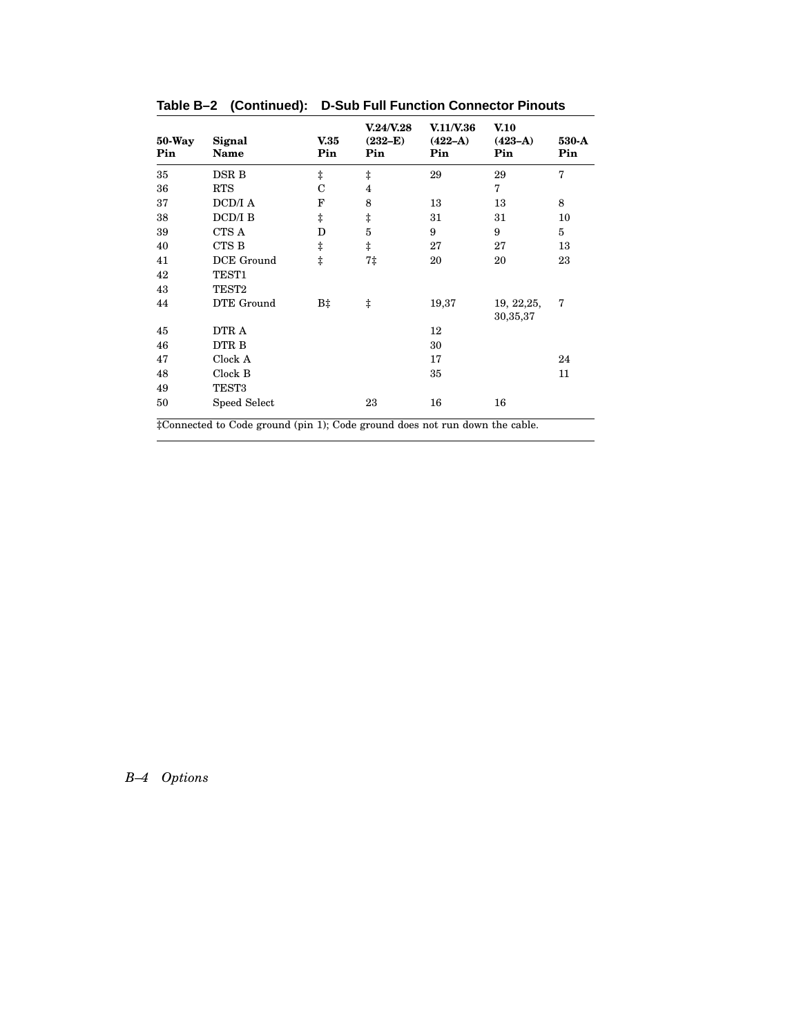**Table B–2 (Continued): D-Sub Full Function Connector Pinouts**

| 50-Way Pin | Signal Name | V.35 Pin | V.24/V.28 (232–E) Pin | V.11/V.36 (422–A) Pin | V.10 (423–A) Pin | 530-A Pin |
|---|---|---|---|---|---|---|
| 35 | DSR B | ‡ | ‡ | 29 | 29 | 7 |
| 36 | RTS | C | 4 | | 7 | |
| 37 | DCD/I A | F | 8 | 13 | 13 | 8 |
| 38 | DCD/I B | ‡ | ‡ | 31 | 31 | 10 |
| 39 | CTS A | D | 5 | 9 | 9 | 5 |
| 40 | CTS B | ‡ | ‡ | 27 | 27 | 13 |
| 41 | DCE Ground | ‡ | 7‡ | 20 | 20 | 23 |
| 42 | TEST1 | | | | | |
| 43 | TEST2 | | | | | |
| 44 | DTE Ground | B‡ | ‡ | 19,37 | 19, 22,25, 30,35,37 | 7 |
| 45 | DTR A | | | 12 | | |
| 46 | DTR B | | | 30 | | |
| 47 | Clock A | | | 17 | | 24 |
| 48 | Clock B | | | 35 | | 11 |
| 49 | TEST3 | | | | | |
| 50 | Speed Select | | 23 | 16 | 16 | |

‡Connected to Code ground (pin 1); Code ground does not run down the cable.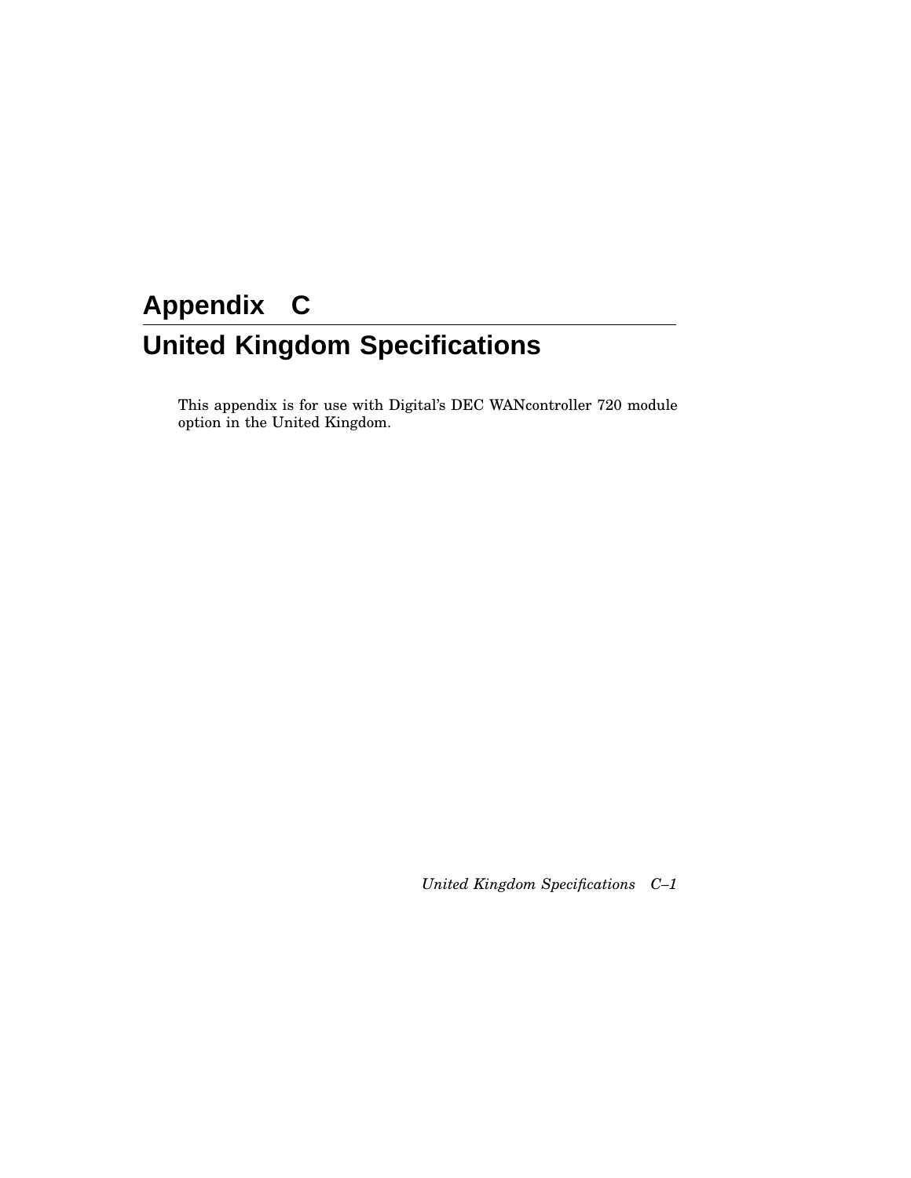# Appendix C

# United Kingdom Specifications

This appendix is for use with Digital's DEC WANcontroller 720 module option in the United Kingdom.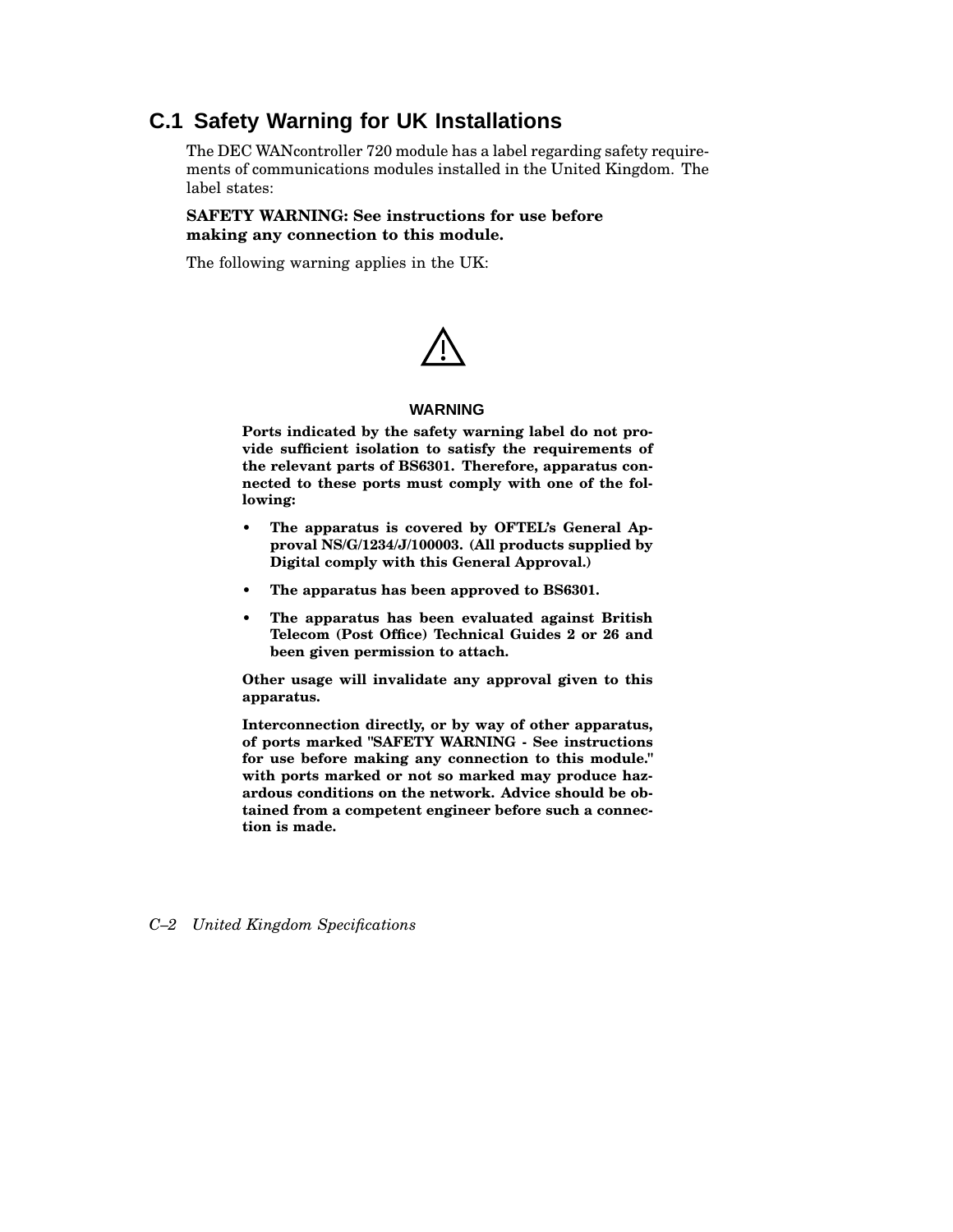## C.1 Safety Warning for UK Installations

The DEC WANcontroller 720 module has a label regarding safety requirements of communications modules installed in the United Kingdom. The label states:

**SAFETY WARNING: See instructions for use before making any connection to this module.**

The following warning applies in the UK:

⚠

**WARNING**

**Ports indicated by the safety warning label do not provide sufficient isolation to satisfy the requirements of the relevant parts of BS6301. Therefore, apparatus connected to these ports must comply with one of the following:**

- **The apparatus is covered by OFTEL's General Approval NS/G/1234/J/100003. (All products supplied by Digital comply with this General Approval.)**
- **The apparatus has been approved to BS6301.**
- **The apparatus has been evaluated against British Telecom (Post Office) Technical Guides 2 or 26 and been given permission to attach.**

**Other usage will invalidate any approval given to this apparatus.**

**Interconnection directly, or by way of other apparatus, of ports marked "SAFETY WARNING - See instructions for use before making any connection to this module." with ports marked or not so marked may produce hazardous conditions on the network. Advice should be obtained from a competent engineer before such a connection is made.**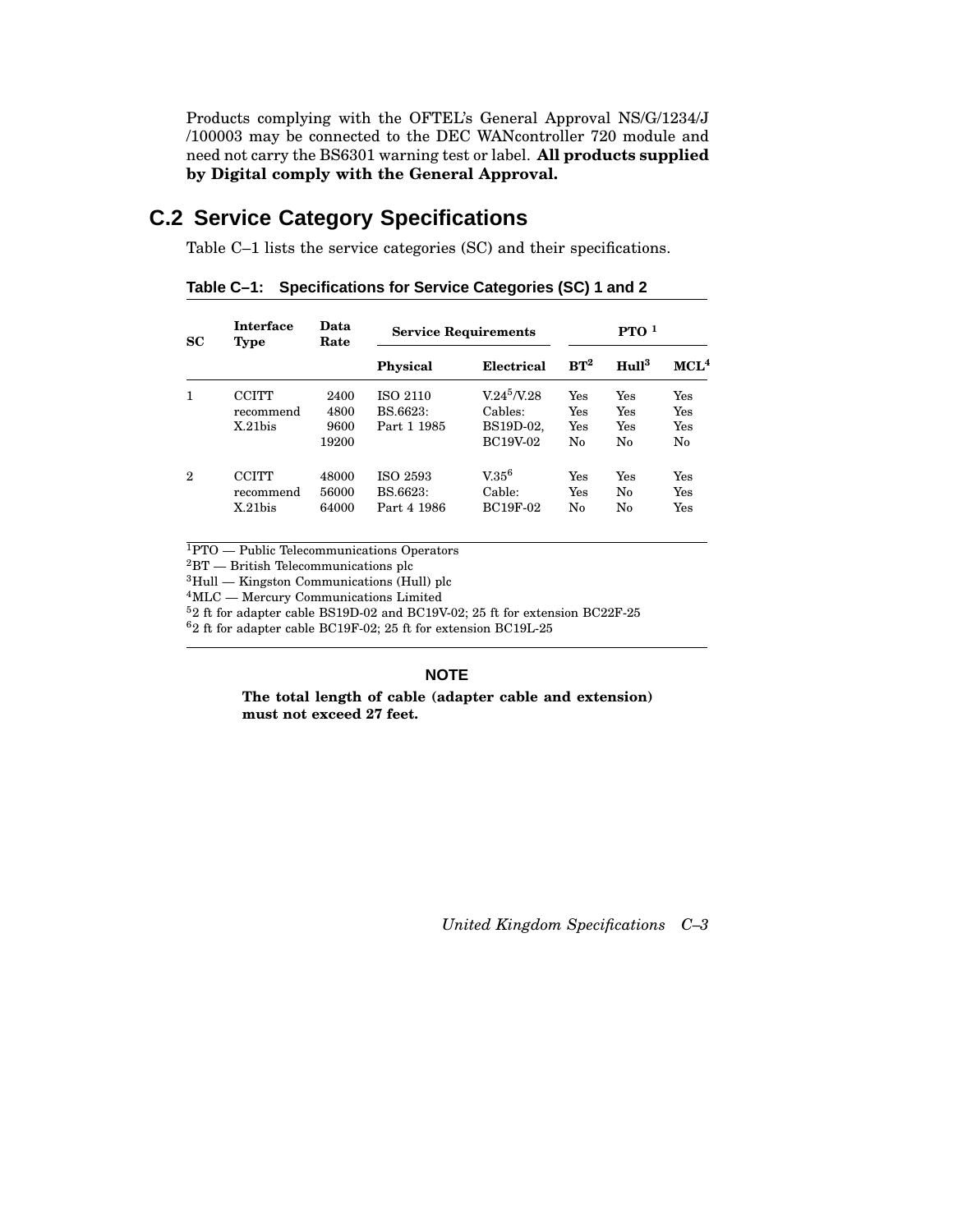Products complying with the OFTEL's General Approval NS/G/1234/J /100003 may be connected to the DEC WANcontroller 720 module and need not carry the BS6301 warning test or label. **All products supplied by Digital comply with the General Approval.**

## C.2 Service Category Specifications

Table C–1 lists the service categories (SC) and their specifications.

**Table C–1: Specifications for Service Categories (SC) 1 and 2**

| SC | Interface Type | Data Rate | Service Requirements | | PTO [1] | | |
|---|---|---|---|---|---|---|---|
| | | | Physical | Electrical | BT[2] | Hull[3] | MCL[4] |
| 1 | CCITT recommend X.21bis | 2400 | ISO 2110 | V.24[5]/V.28 | Yes | Yes | Yes |
| | | 4800 | BS.6623: | Cables: | Yes | Yes | Yes |
| | | 9600 | Part 1 1985 | BS19D-02, | Yes | Yes | Yes |
| | | 19200 | | BC19V-02 | No | No | No |
| 2 | CCITT recommend X.21bis | 48000 | ISO 2593 | V.35[6] | Yes | Yes | Yes |
| | | 56000 | BS.6623: | Cable: | Yes | No | Yes |
| | | 64000 | Part 4 1986 | BC19F-02 | No | No | Yes |

[1]PTO — Public Telecommunications Operators
[2]BT — British Telecommunications plc
[3]Hull — Kingston Communications (Hull) plc
[4]MLC — Mercury Communications Limited
[5]2 ft for adapter cable BS19D-02 and BC19V-02; 25 ft for extension BC22F-25
[6]2 ft for adapter cable BC19F-02; 25 ft for extension BC19L-25

**NOTE**

**The total length of cable (adapter cable and extension) must not exceed 27 feet.**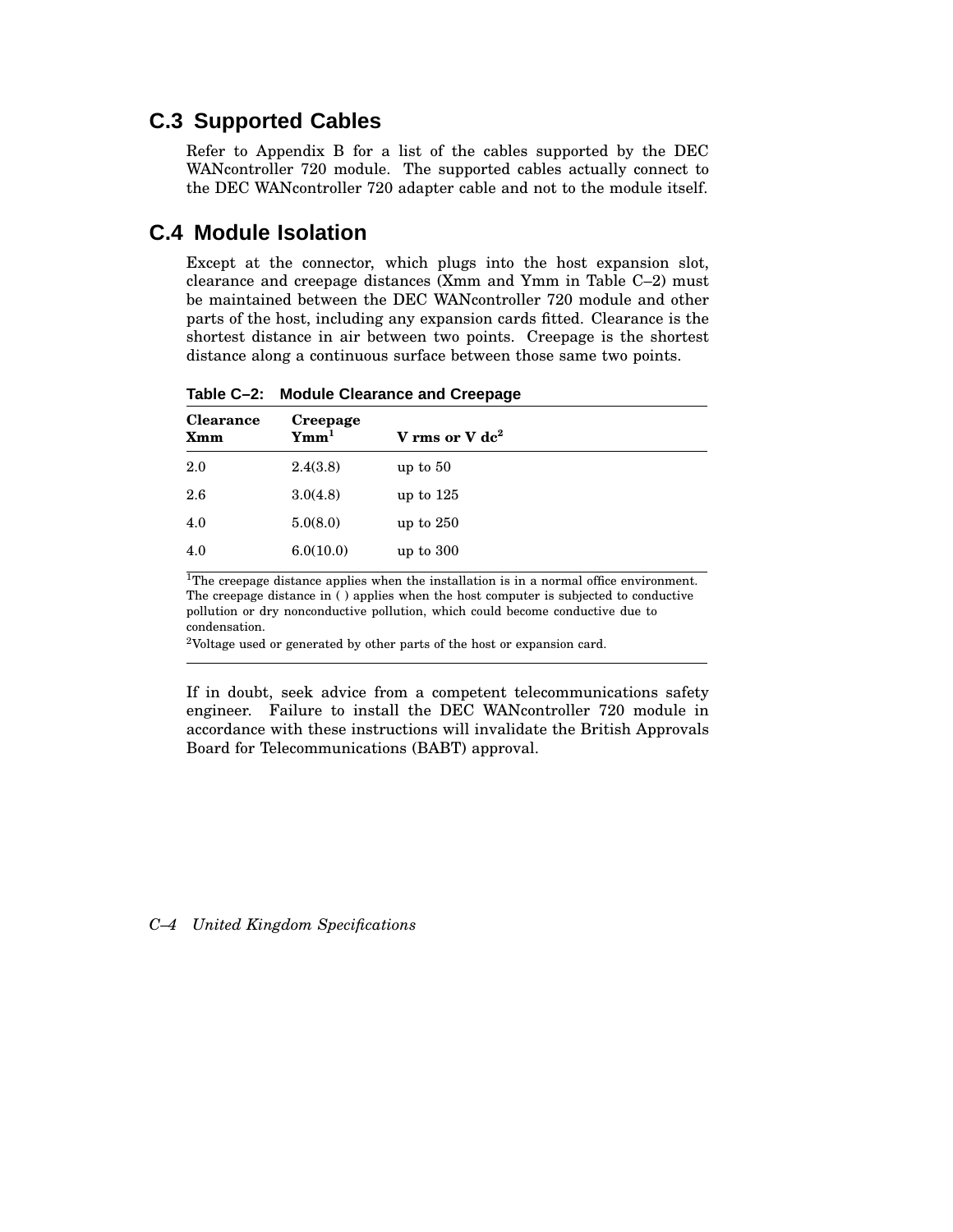## C.3 Supported Cables

Refer to Appendix B for a list of the cables supported by the DEC WANcontroller 720 module. The supported cables actually connect to the DEC WANcontroller 720 adapter cable and not to the module itself.

## C.4 Module Isolation

Except at the connector, which plugs into the host expansion slot, clearance and creepage distances (Xmm and Ymm in Table C–2) must be maintained between the DEC WANcontroller 720 module and other parts of the host, including any expansion cards fitted. Clearance is the shortest distance in air between two points. Creepage is the shortest distance along a continuous surface between those same two points.

**Table C–2: Module Clearance and Creepage**

| Clearance Xmm | Creepage Ymm[1] | V rms or V dc[2] |
|---|---|---|
| 2.0 | 2.4(3.8) | up to 50 |
| 2.6 | 3.0(4.8) | up to 125 |
| 4.0 | 5.0(8.0) | up to 250 |
| 4.0 | 6.0(10.0) | up to 300 |

[1]The creepage distance applies when the installation is in a normal office environment. The creepage distance in ( ) applies when the host computer is subjected to conductive pollution or dry nonconductive pollution, which could become conductive due to condensation.

[2]Voltage used or generated by other parts of the host or expansion card.

If in doubt, seek advice from a competent telecommunications safety engineer. Failure to install the DEC WANcontroller 720 module in accordance with these instructions will invalidate the British Approvals Board for Telecommunications (BABT) approval.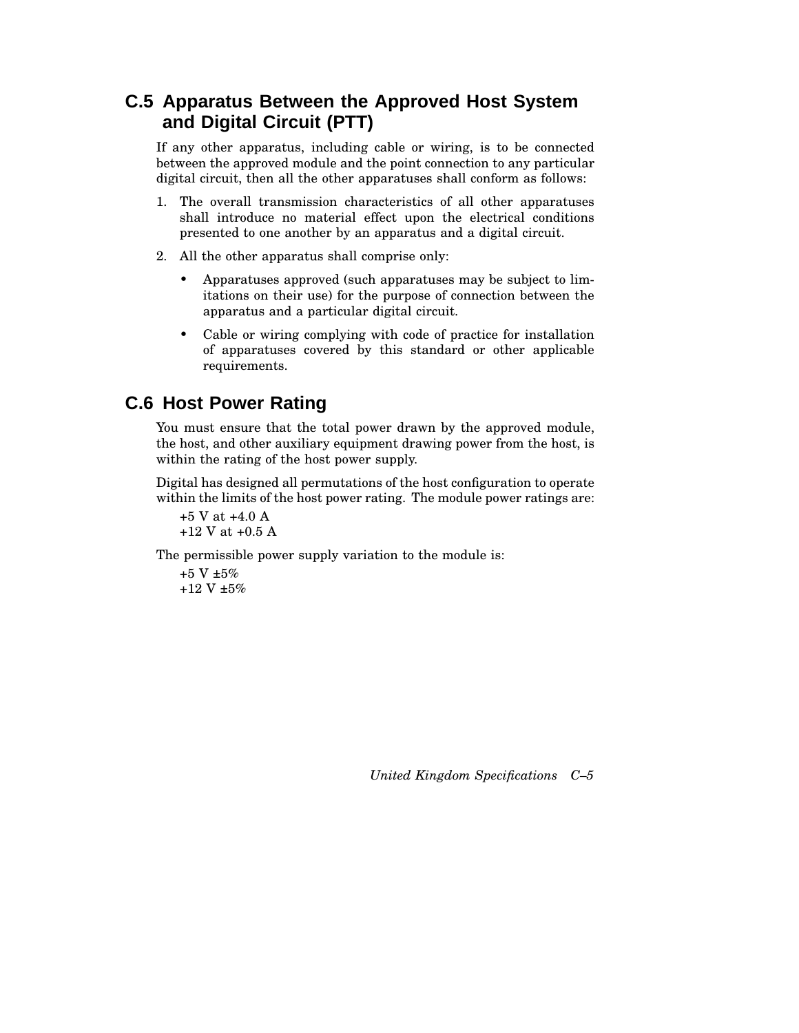## C.5 Apparatus Between the Approved Host System and Digital Circuit (PTT)

If any other apparatus, including cable or wiring, is to be connected between the approved module and the point connection to any particular digital circuit, then all the other apparatuses shall conform as follows:

1. The overall transmission characteristics of all other apparatuses shall introduce no material effect upon the electrical conditions presented to one another by an apparatus and a digital circuit.
2. All the other apparatus shall comprise only:
   - Apparatuses approved (such apparatuses may be subject to limitations on their use) for the purpose of connection between the apparatus and a particular digital circuit.
   - Cable or wiring complying with code of practice for installation of apparatuses covered by this standard or other applicable requirements.

## C.6 Host Power Rating

You must ensure that the total power drawn by the approved module, the host, and other auxiliary equipment drawing power from the host, is within the rating of the host power supply.

Digital has designed all permutations of the host configuration to operate within the limits of the host power rating. The module power ratings are:

+5 V at +4.0 A
+12 V at +0.5 A

The permissible power supply variation to the module is:

+5 V ±5%
+12 V ±5%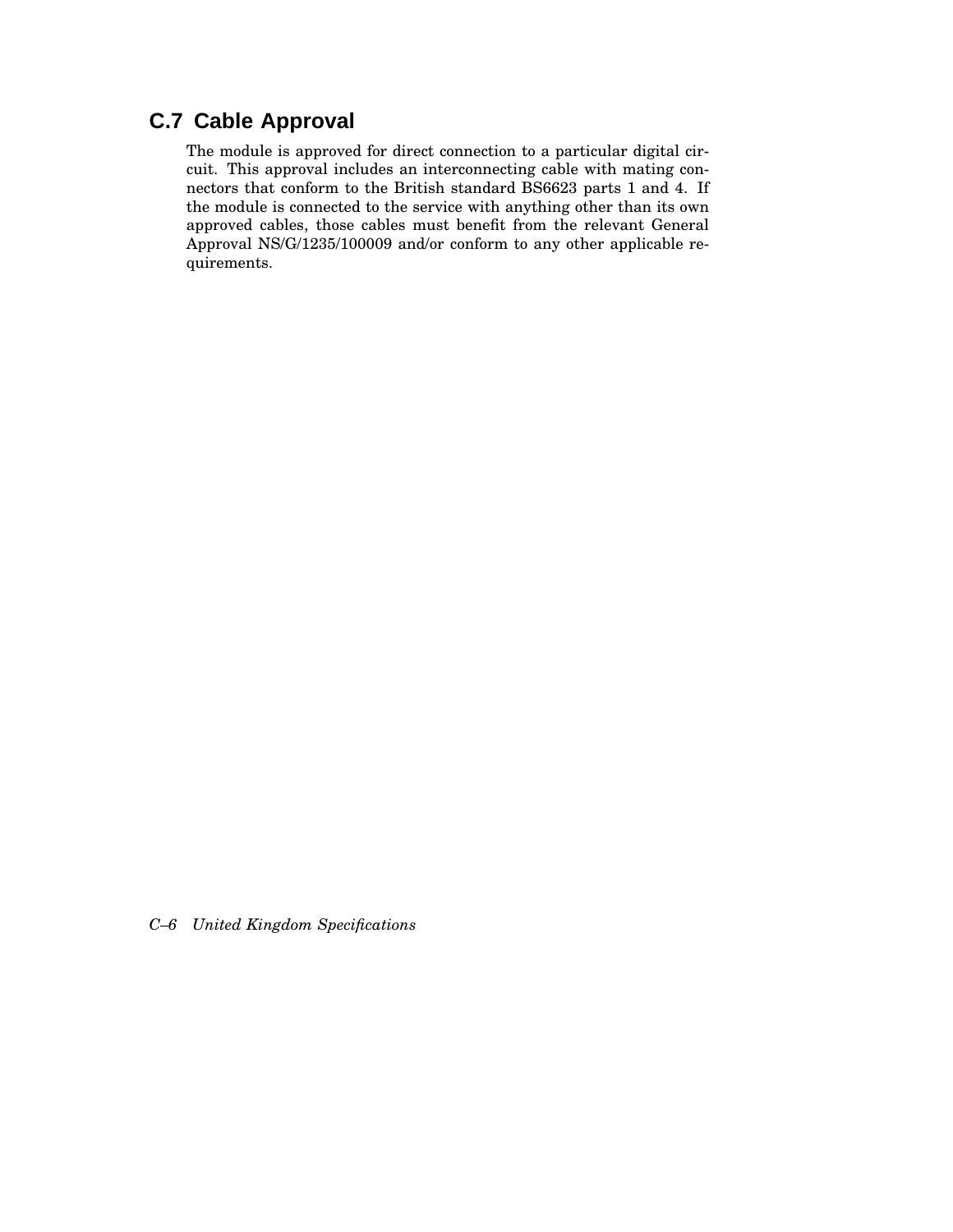## C.7 Cable Approval

The module is approved for direct connection to a particular digital circuit. This approval includes an interconnecting cable with mating connectors that conform to the British standard BS6623 parts 1 and 4. If the module is connected to the service with anything other than its own approved cables, those cables must benefit from the relevant General Approval NS/G/1235/100009 and/or conform to any other applicable requirements.